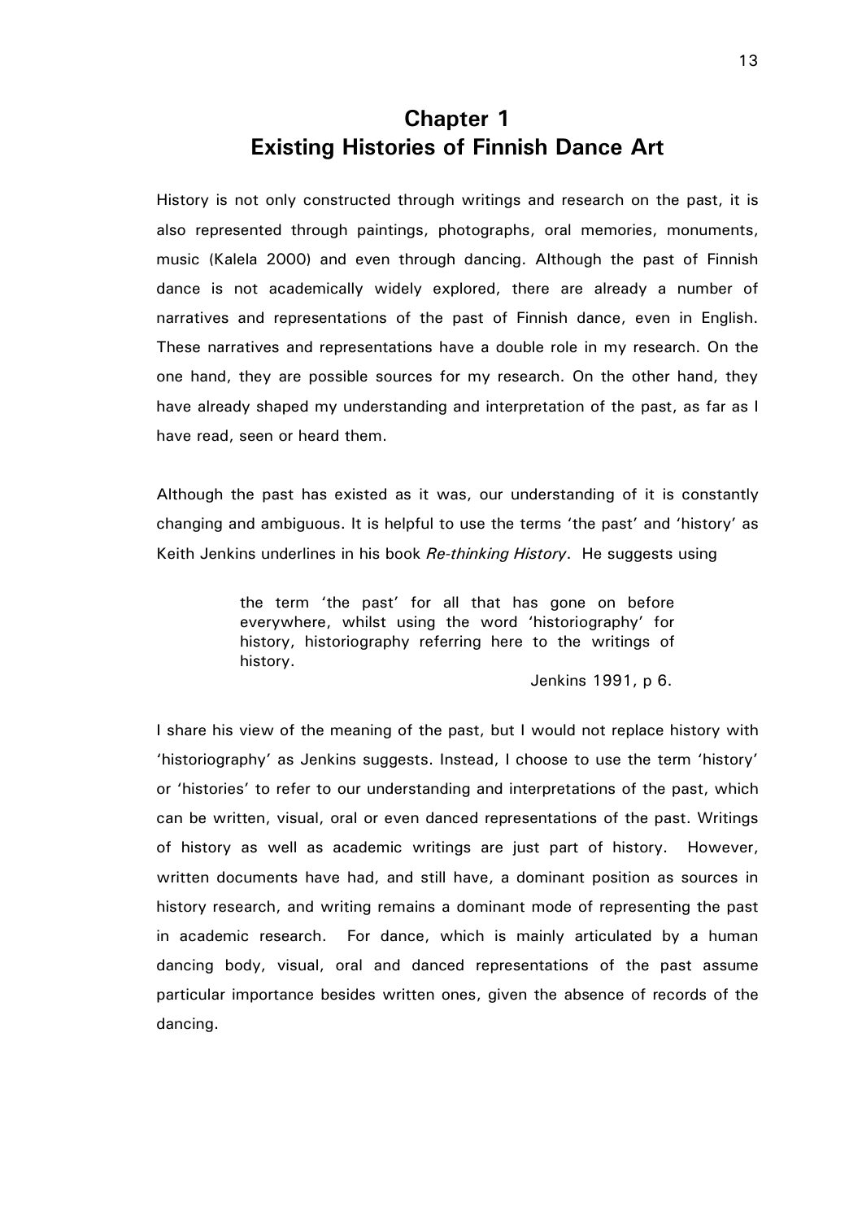# Chapter 1
# Existing Histories of Finnish Dance Art

History is not only constructed through writings and research on the past, it is also represented through paintings, photographs, oral memories, monuments, music (Kalela 2000) and even through dancing. Although the past of Finnish dance is not academically widely explored, there are already a number of narratives and representations of the past of Finnish dance, even in English. These narratives and representations have a double role in my research. On the one hand, they are possible sources for my research. On the other hand, they have already shaped my understanding and interpretation of the past, as far as I have read, seen or heard them.

Although the past has existed as it was, our understanding of it is constantly changing and ambiguous. It is helpful to use the terms 'the past' and 'history' as Keith Jenkins underlines in his book *Re-thinking History*. He suggests using

> the term 'the past' for all that has gone on before everywhere, whilst using the word 'historiography' for history, historiography referring here to the writings of history.
>
> Jenkins 1991, p 6.

I share his view of the meaning of the past, but I would not replace history with 'historiography' as Jenkins suggests. Instead, I choose to use the term 'history' or 'histories' to refer to our understanding and interpretations of the past, which can be written, visual, oral or even danced representations of the past. Writings of history as well as academic writings are just part of history. However, written documents have had, and still have, a dominant position as sources in history research, and writing remains a dominant mode of representing the past in academic research. For dance, which is mainly articulated by a human dancing body, visual, oral and danced representations of the past assume particular importance besides written ones, given the absence of records of the dancing.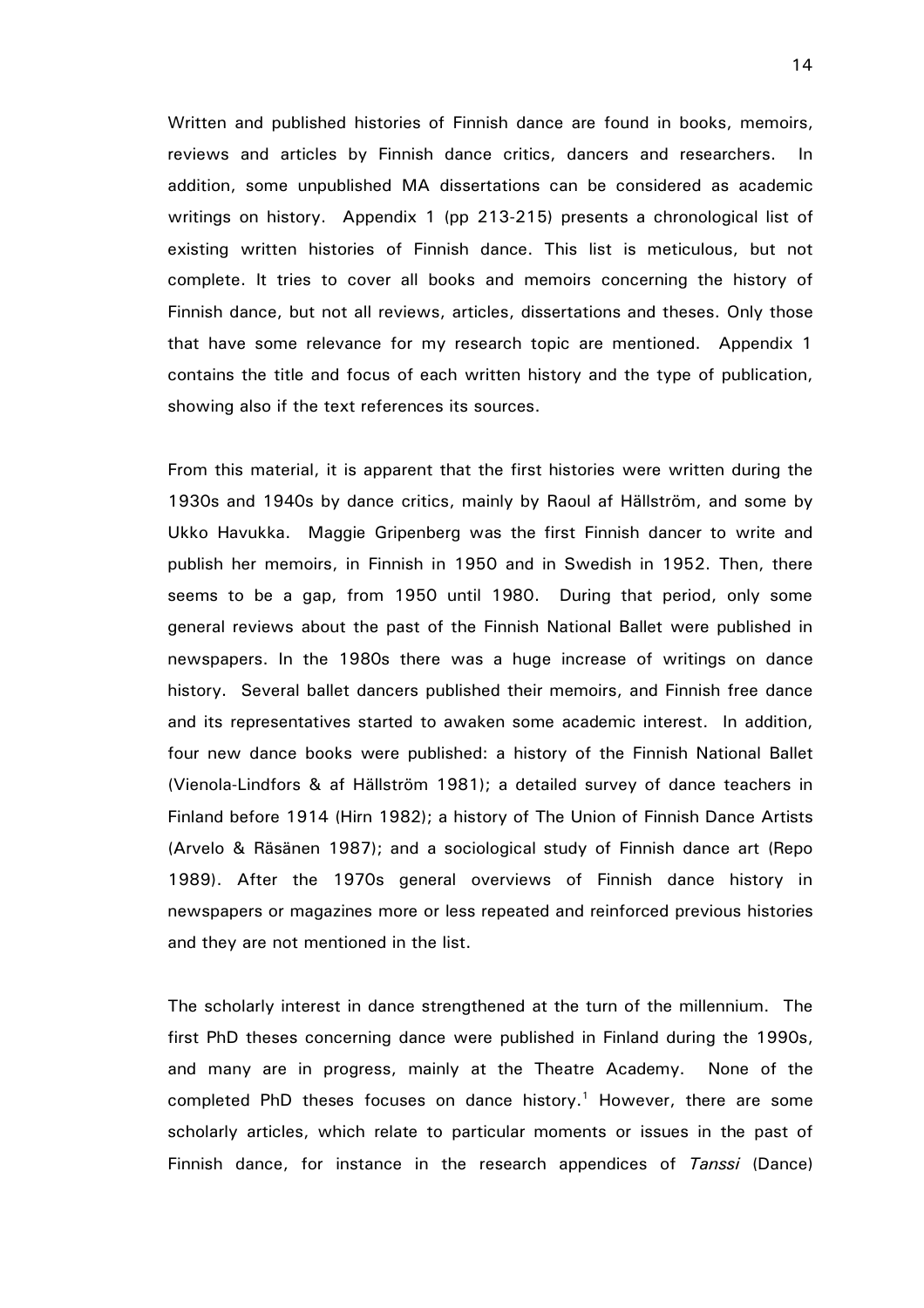Written and published histories of Finnish dance are found in books, memoirs, reviews and articles by Finnish dance critics, dancers and researchers. In addition, some unpublished MA dissertations can be considered as academic writings on history. Appendix 1 (pp 213-215) presents a chronological list of existing written histories of Finnish dance. This list is meticulous, but not complete. It tries to cover all books and memoirs concerning the history of Finnish dance, but not all reviews, articles, dissertations and theses. Only those that have some relevance for my research topic are mentioned. Appendix 1 contains the title and focus of each written history and the type of publication, showing also if the text references its sources.

From this material, it is apparent that the first histories were written during the 1930s and 1940s by dance critics, mainly by Raoul af Hällström, and some by Ukko Havukka. Maggie Gripenberg was the first Finnish dancer to write and publish her memoirs, in Finnish in 1950 and in Swedish in 1952. Then, there seems to be a gap, from 1950 until 1980. During that period, only some general reviews about the past of the Finnish National Ballet were published in newspapers. In the 1980s there was a huge increase of writings on dance history. Several ballet dancers published their memoirs, and Finnish free dance and its representatives started to awaken some academic interest. In addition, four new dance books were published: a history of the Finnish National Ballet (Vienola-Lindfors & af Hällström 1981); a detailed survey of dance teachers in Finland before 1914 (Hirn 1982); a history of The Union of Finnish Dance Artists (Arvelo & Räsänen 1987); and a sociological study of Finnish dance art (Repo 1989). After the 1970s general overviews of Finnish dance history in newspapers or magazines more or less repeated and reinforced previous histories and they are not mentioned in the list.

The scholarly interest in dance strengthened at the turn of the millennium. The first PhD theses concerning dance were published in Finland during the 1990s, and many are in progress, mainly at the Theatre Academy. None of the completed PhD theses focuses on dance history.[1] However, there are some scholarly articles, which relate to particular moments or issues in the past of Finnish dance, for instance in the research appendices of *Tanssi* (Dance)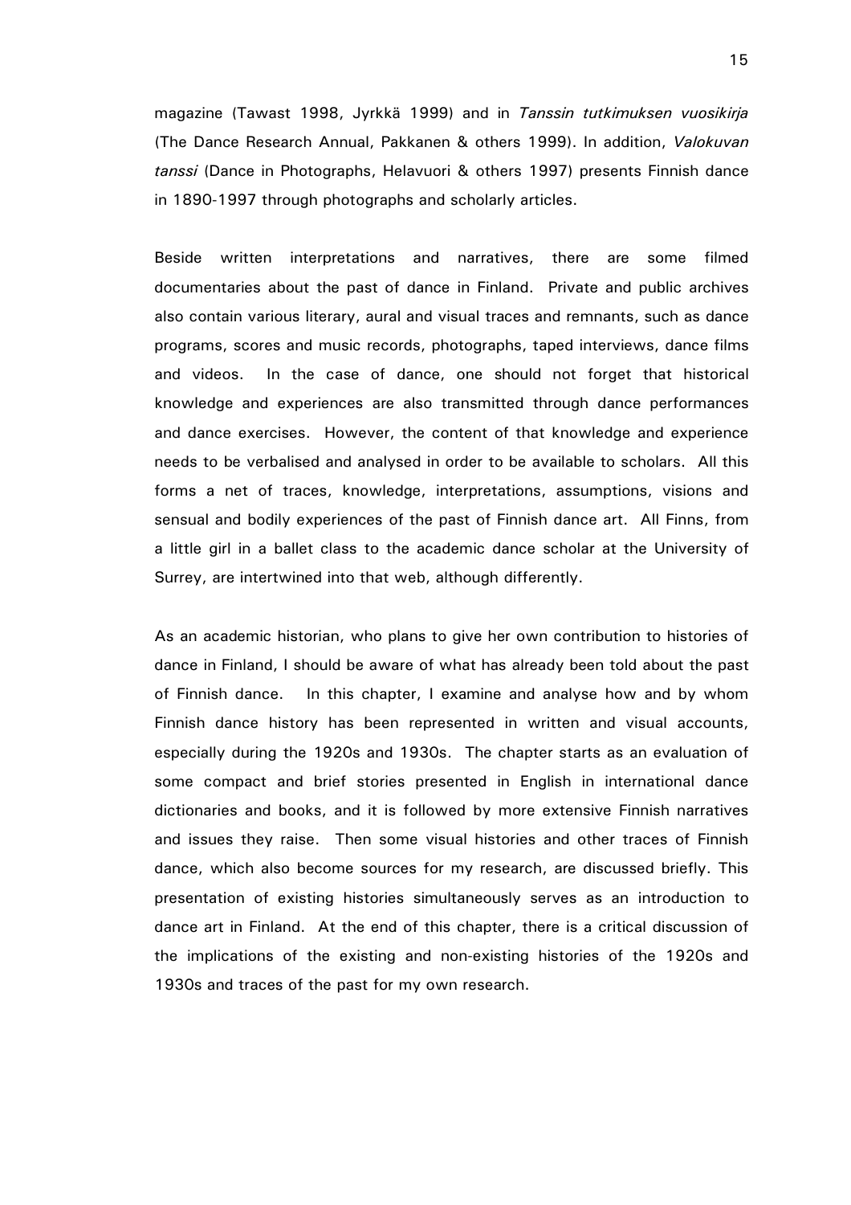magazine (Tawast 1998, Jyrkkä 1999) and in *Tanssin tutkimuksen vuosikirja* (The Dance Research Annual, Pakkanen & others 1999). In addition, *Valokuvan tanssi* (Dance in Photographs, Helavuori & others 1997) presents Finnish dance in 1890-1997 through photographs and scholarly articles.

Beside written interpretations and narratives, there are some filmed documentaries about the past of dance in Finland. Private and public archives also contain various literary, aural and visual traces and remnants, such as dance programs, scores and music records, photographs, taped interviews, dance films and videos. In the case of dance, one should not forget that historical knowledge and experiences are also transmitted through dance performances and dance exercises. However, the content of that knowledge and experience needs to be verbalised and analysed in order to be available to scholars. All this forms a net of traces, knowledge, interpretations, assumptions, visions and sensual and bodily experiences of the past of Finnish dance art. All Finns, from a little girl in a ballet class to the academic dance scholar at the University of Surrey, are intertwined into that web, although differently.

As an academic historian, who plans to give her own contribution to histories of dance in Finland, I should be aware of what has already been told about the past of Finnish dance. In this chapter, I examine and analyse how and by whom Finnish dance history has been represented in written and visual accounts, especially during the 1920s and 1930s. The chapter starts as an evaluation of some compact and brief stories presented in English in international dance dictionaries and books, and it is followed by more extensive Finnish narratives and issues they raise. Then some visual histories and other traces of Finnish dance, which also become sources for my research, are discussed briefly. This presentation of existing histories simultaneously serves as an introduction to dance art in Finland. At the end of this chapter, there is a critical discussion of the implications of the existing and non-existing histories of the 1920s and 1930s and traces of the past for my own research.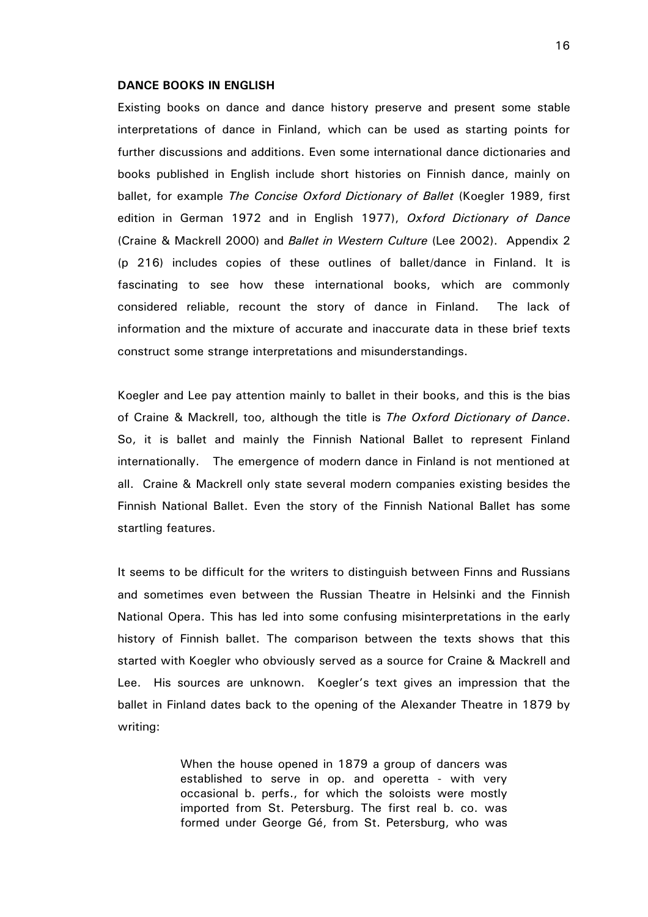**DANCE BOOKS IN ENGLISH**

Existing books on dance and dance history preserve and present some stable interpretations of dance in Finland, which can be used as starting points for further discussions and additions. Even some international dance dictionaries and books published in English include short histories on Finnish dance, mainly on ballet, for example *The Concise Oxford Dictionary of Ballet* (Koegler 1989, first edition in German 1972 and in English 1977), *Oxford Dictionary of Dance* (Craine & Mackrell 2000) and *Ballet in Western Culture* (Lee 2002). Appendix 2 (p 216) includes copies of these outlines of ballet/dance in Finland. It is fascinating to see how these international books, which are commonly considered reliable, recount the story of dance in Finland. The lack of information and the mixture of accurate and inaccurate data in these brief texts construct some strange interpretations and misunderstandings.

Koegler and Lee pay attention mainly to ballet in their books, and this is the bias of Craine & Mackrell, too, although the title is *The Oxford Dictionary of Dance*. So, it is ballet and mainly the Finnish National Ballet to represent Finland internationally. The emergence of modern dance in Finland is not mentioned at all. Craine & Mackrell only state several modern companies existing besides the Finnish National Ballet. Even the story of the Finnish National Ballet has some startling features.

It seems to be difficult for the writers to distinguish between Finns and Russians and sometimes even between the Russian Theatre in Helsinki and the Finnish National Opera. This has led into some confusing misinterpretations in the early history of Finnish ballet. The comparison between the texts shows that this started with Koegler who obviously served as a source for Craine & Mackrell and Lee. His sources are unknown. Koegler's text gives an impression that the ballet in Finland dates back to the opening of the Alexander Theatre in 1879 by writing:

> When the house opened in 1879 a group of dancers was established to serve in op. and operetta - with very occasional b. perfs., for which the soloists were mostly imported from St. Petersburg. The first real b. co. was formed under George Gé, from St. Petersburg, who was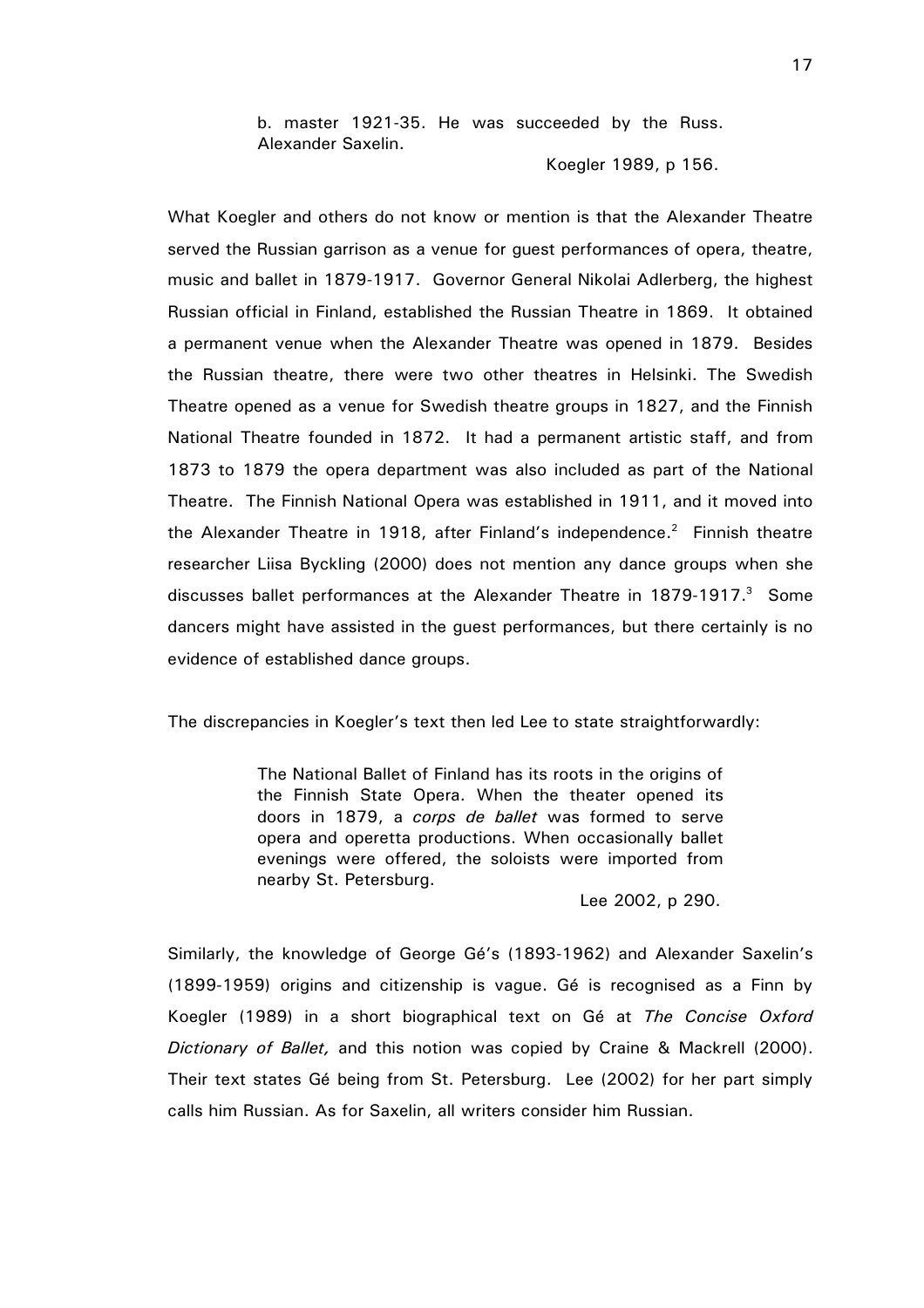> b. master 1921-35. He was succeeded by the Russ. Alexander Saxelin.
>
> Koegler 1989, p 156.

What Koegler and others do not know or mention is that the Alexander Theatre served the Russian garrison as a venue for guest performances of opera, theatre, music and ballet in 1879-1917. Governor General Nikolai Adlerberg, the highest Russian official in Finland, established the Russian Theatre in 1869. It obtained a permanent venue when the Alexander Theatre was opened in 1879. Besides the Russian theatre, there were two other theatres in Helsinki. The Swedish Theatre opened as a venue for Swedish theatre groups in 1827, and the Finnish National Theatre founded in 1872. It had a permanent artistic staff, and from 1873 to 1879 the opera department was also included as part of the National Theatre. The Finnish National Opera was established in 1911, and it moved into the Alexander Theatre in 1918, after Finland's independence.[2] Finnish theatre researcher Liisa Byckling (2000) does not mention any dance groups when she discusses ballet performances at the Alexander Theatre in 1879-1917.[3] Some dancers might have assisted in the guest performances, but there certainly is no evidence of established dance groups.

The discrepancies in Koegler's text then led Lee to state straightforwardly:

> The National Ballet of Finland has its roots in the origins of the Finnish State Opera. When the theater opened its doors in 1879, a *corps de ballet* was formed to serve opera and operetta productions. When occasionally ballet evenings were offered, the soloists were imported from nearby St. Petersburg.
>
> Lee 2002, p 290.

Similarly, the knowledge of George Gé's (1893-1962) and Alexander Saxelin's (1899-1959) origins and citizenship is vague. Gé is recognised as a Finn by Koegler (1989) in a short biographical text on Gé at *The Concise Oxford Dictionary of Ballet,* and this notion was copied by Craine & Mackrell (2000). Their text states Gé being from St. Petersburg. Lee (2002) for her part simply calls him Russian. As for Saxelin, all writers consider him Russian.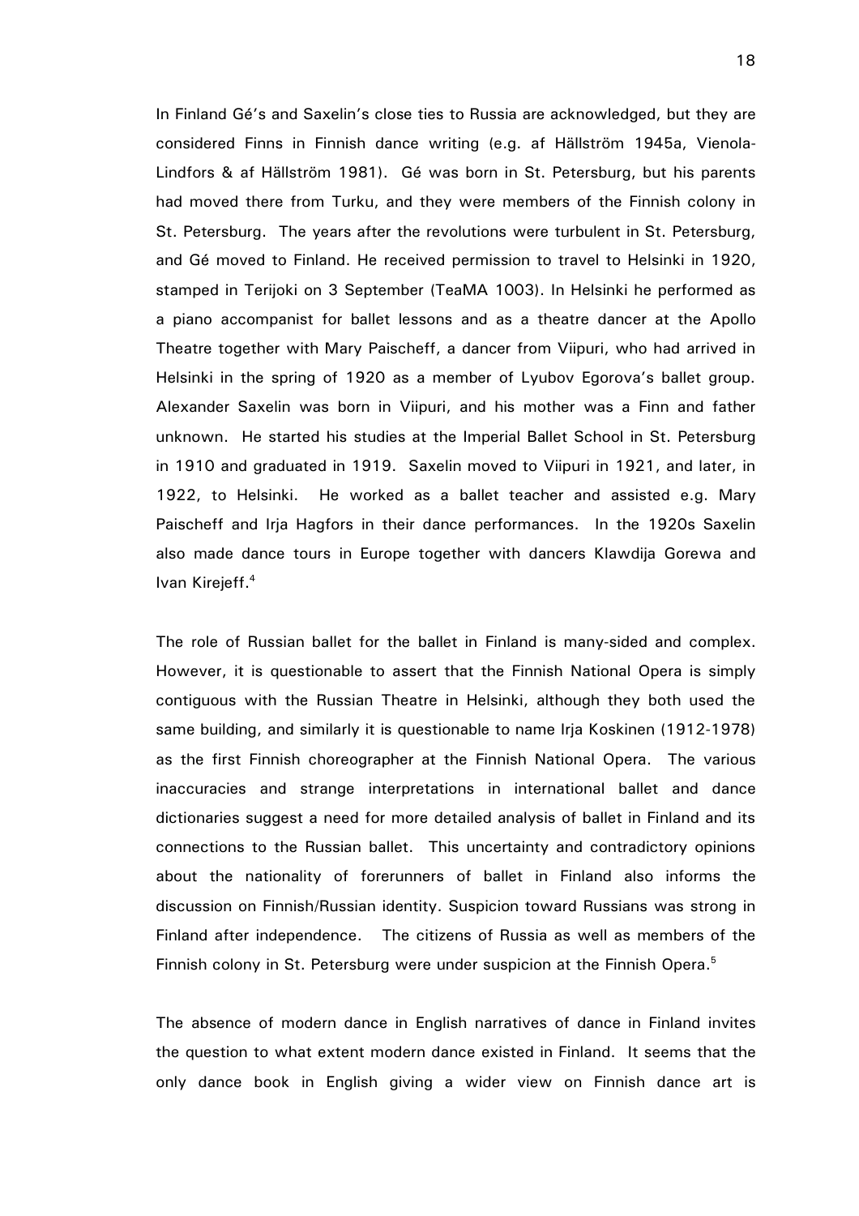In Finland Gé's and Saxelin's close ties to Russia are acknowledged, but they are considered Finns in Finnish dance writing (e.g. af Hällström 1945a, Vienola-Lindfors & af Hällström 1981). Gé was born in St. Petersburg, but his parents had moved there from Turku, and they were members of the Finnish colony in St. Petersburg. The years after the revolutions were turbulent in St. Petersburg, and Gé moved to Finland. He received permission to travel to Helsinki in 1920, stamped in Terijoki on 3 September (TeaMA 1003). In Helsinki he performed as a piano accompanist for ballet lessons and as a theatre dancer at the Apollo Theatre together with Mary Paischeff, a dancer from Viipuri, who had arrived in Helsinki in the spring of 1920 as a member of Lyubov Egorova's ballet group. Alexander Saxelin was born in Viipuri, and his mother was a Finn and father unknown. He started his studies at the Imperial Ballet School in St. Petersburg in 1910 and graduated in 1919. Saxelin moved to Viipuri in 1921, and later, in 1922, to Helsinki. He worked as a ballet teacher and assisted e.g. Mary Paischeff and Irja Hagfors in their dance performances. In the 1920s Saxelin also made dance tours in Europe together with dancers Klawdija Gorewa and Ivan Kirejeff.[4]

The role of Russian ballet for the ballet in Finland is many-sided and complex. However, it is questionable to assert that the Finnish National Opera is simply contiguous with the Russian Theatre in Helsinki, although they both used the same building, and similarly it is questionable to name Irja Koskinen (1912-1978) as the first Finnish choreographer at the Finnish National Opera. The various inaccuracies and strange interpretations in international ballet and dance dictionaries suggest a need for more detailed analysis of ballet in Finland and its connections to the Russian ballet. This uncertainty and contradictory opinions about the nationality of forerunners of ballet in Finland also informs the discussion on Finnish/Russian identity. Suspicion toward Russians was strong in Finland after independence. The citizens of Russia as well as members of the Finnish colony in St. Petersburg were under suspicion at the Finnish Opera.[5]

The absence of modern dance in English narratives of dance in Finland invites the question to what extent modern dance existed in Finland. It seems that the only dance book in English giving a wider view on Finnish dance art is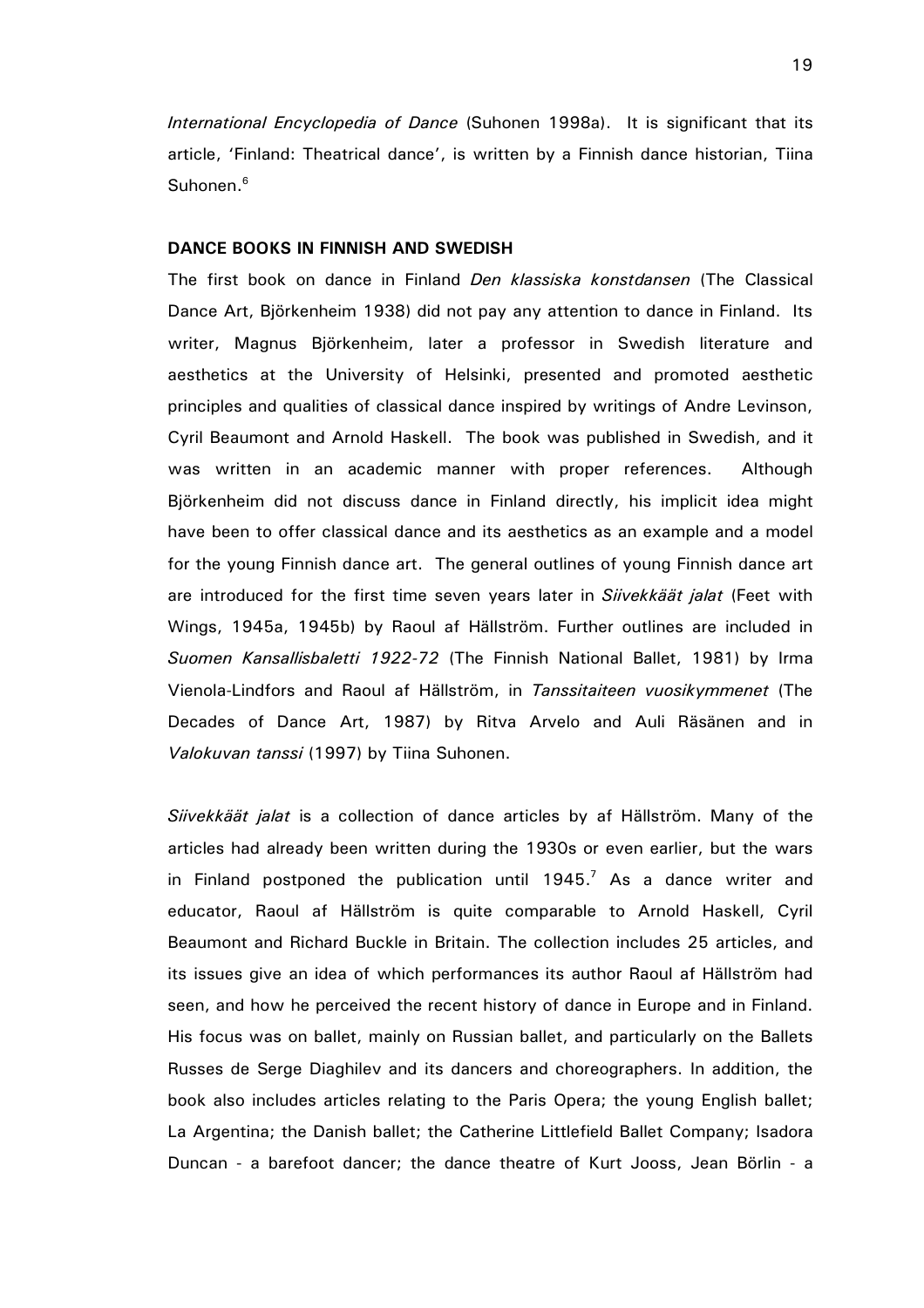*International Encyclopedia of Dance* (Suhonen 1998a). It is significant that its article, 'Finland: Theatrical dance', is written by a Finnish dance historian, Tiina Suhonen.[6]

## DANCE BOOKS IN FINNISH AND SWEDISH

The first book on dance in Finland *Den klassiska konstdansen* (The Classical Dance Art, Björkenheim 1938) did not pay any attention to dance in Finland. Its writer, Magnus Björkenheim, later a professor in Swedish literature and aesthetics at the University of Helsinki, presented and promoted aesthetic principles and qualities of classical dance inspired by writings of Andre Levinson, Cyril Beaumont and Arnold Haskell. The book was published in Swedish, and it was written in an academic manner with proper references. Although Björkenheim did not discuss dance in Finland directly, his implicit idea might have been to offer classical dance and its aesthetics as an example and a model for the young Finnish dance art. The general outlines of young Finnish dance art are introduced for the first time seven years later in *Siivekkäät jalat* (Feet with Wings, 1945a, 1945b) by Raoul af Hällström. Further outlines are included in *Suomen Kansallisbaletti 1922-72* (The Finnish National Ballet, 1981) by Irma Vienola-Lindfors and Raoul af Hällström, in *Tanssitaiteen vuosikymmenet* (The Decades of Dance Art, 1987) by Ritva Arvelo and Auli Räsänen and in *Valokuvan tanssi* (1997) by Tiina Suhonen.

*Siivekkäät jalat* is a collection of dance articles by af Hällström. Many of the articles had already been written during the 1930s or even earlier, but the wars in Finland postponed the publication until 1945.[7] As a dance writer and educator, Raoul af Hällström is quite comparable to Arnold Haskell, Cyril Beaumont and Richard Buckle in Britain. The collection includes 25 articles, and its issues give an idea of which performances its author Raoul af Hällström had seen, and how he perceived the recent history of dance in Europe and in Finland. His focus was on ballet, mainly on Russian ballet, and particularly on the Ballets Russes de Serge Diaghilev and its dancers and choreographers. In addition, the book also includes articles relating to the Paris Opera; the young English ballet; La Argentina; the Danish ballet; the Catherine Littlefield Ballet Company; Isadora Duncan - a barefoot dancer; the dance theatre of Kurt Jooss, Jean Börlin - a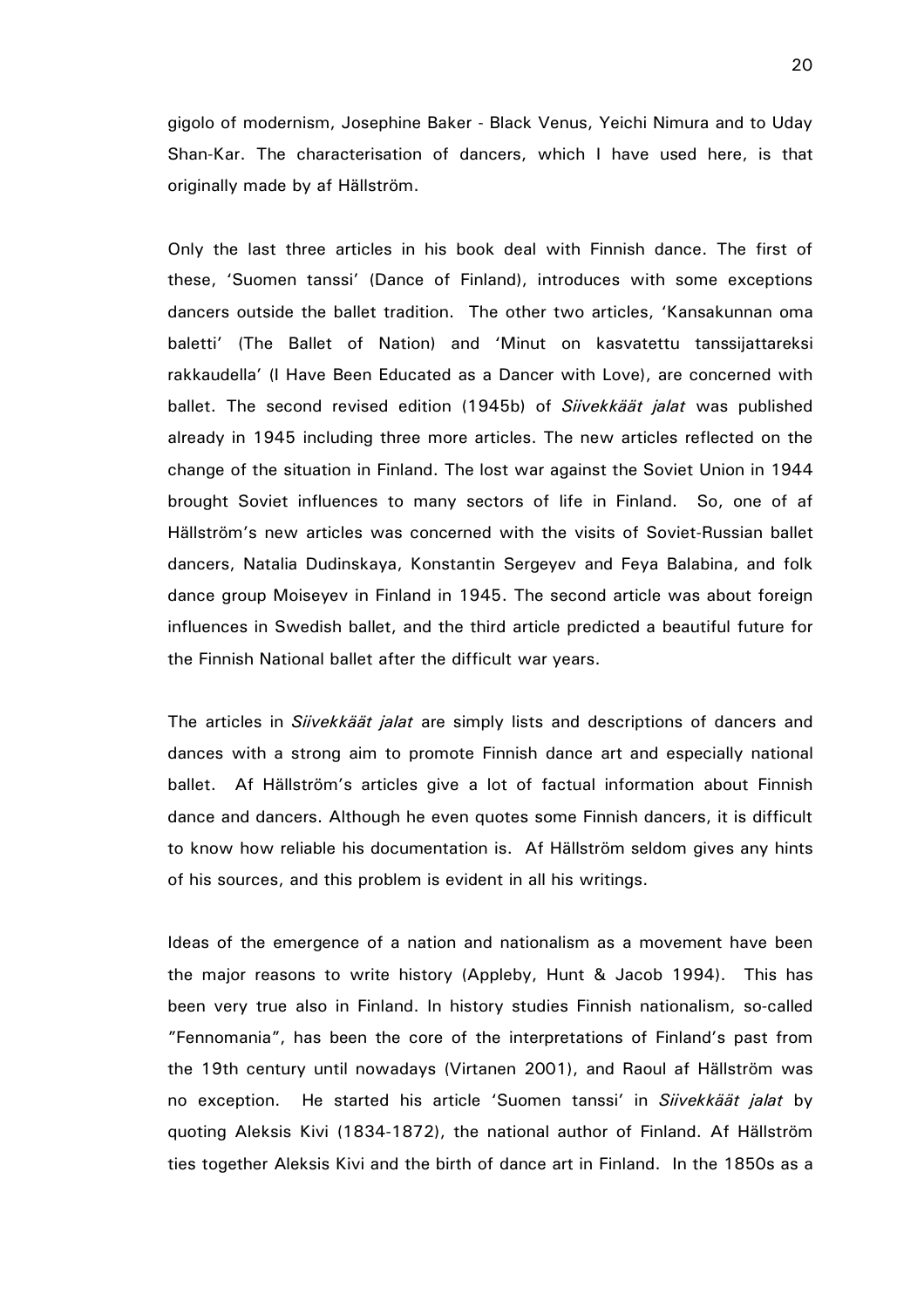gigolo of modernism, Josephine Baker - Black Venus, Yeichi Nimura and to Uday Shan-Kar. The characterisation of dancers, which I have used here, is that originally made by af Hällström.

Only the last three articles in his book deal with Finnish dance. The first of these, 'Suomen tanssi' (Dance of Finland), introduces with some exceptions dancers outside the ballet tradition. The other two articles, 'Kansakunnan oma baletti' (The Ballet of Nation) and 'Minut on kasvatettu tanssijattareksi rakkaudella' (I Have Been Educated as a Dancer with Love), are concerned with ballet. The second revised edition (1945b) of *Siivekkäät jalat* was published already in 1945 including three more articles. The new articles reflected on the change of the situation in Finland. The lost war against the Soviet Union in 1944 brought Soviet influences to many sectors of life in Finland. So, one of af Hällström's new articles was concerned with the visits of Soviet-Russian ballet dancers, Natalia Dudinskaya, Konstantin Sergeyev and Feya Balabina, and folk dance group Moiseyev in Finland in 1945. The second article was about foreign influences in Swedish ballet, and the third article predicted a beautiful future for the Finnish National ballet after the difficult war years.

The articles in *Siivekkäät jalat* are simply lists and descriptions of dancers and dances with a strong aim to promote Finnish dance art and especially national ballet. Af Hällström's articles give a lot of factual information about Finnish dance and dancers. Although he even quotes some Finnish dancers, it is difficult to know how reliable his documentation is. Af Hällström seldom gives any hints of his sources, and this problem is evident in all his writings.

Ideas of the emergence of a nation and nationalism as a movement have been the major reasons to write history (Appleby, Hunt & Jacob 1994). This has been very true also in Finland. In history studies Finnish nationalism, so-called "Fennomania", has been the core of the interpretations of Finland's past from the 19th century until nowadays (Virtanen 2001), and Raoul af Hällström was no exception. He started his article 'Suomen tanssi' in *Siivekkäät jalat* by quoting Aleksis Kivi (1834-1872), the national author of Finland. Af Hällström ties together Aleksis Kivi and the birth of dance art in Finland. In the 1850s as a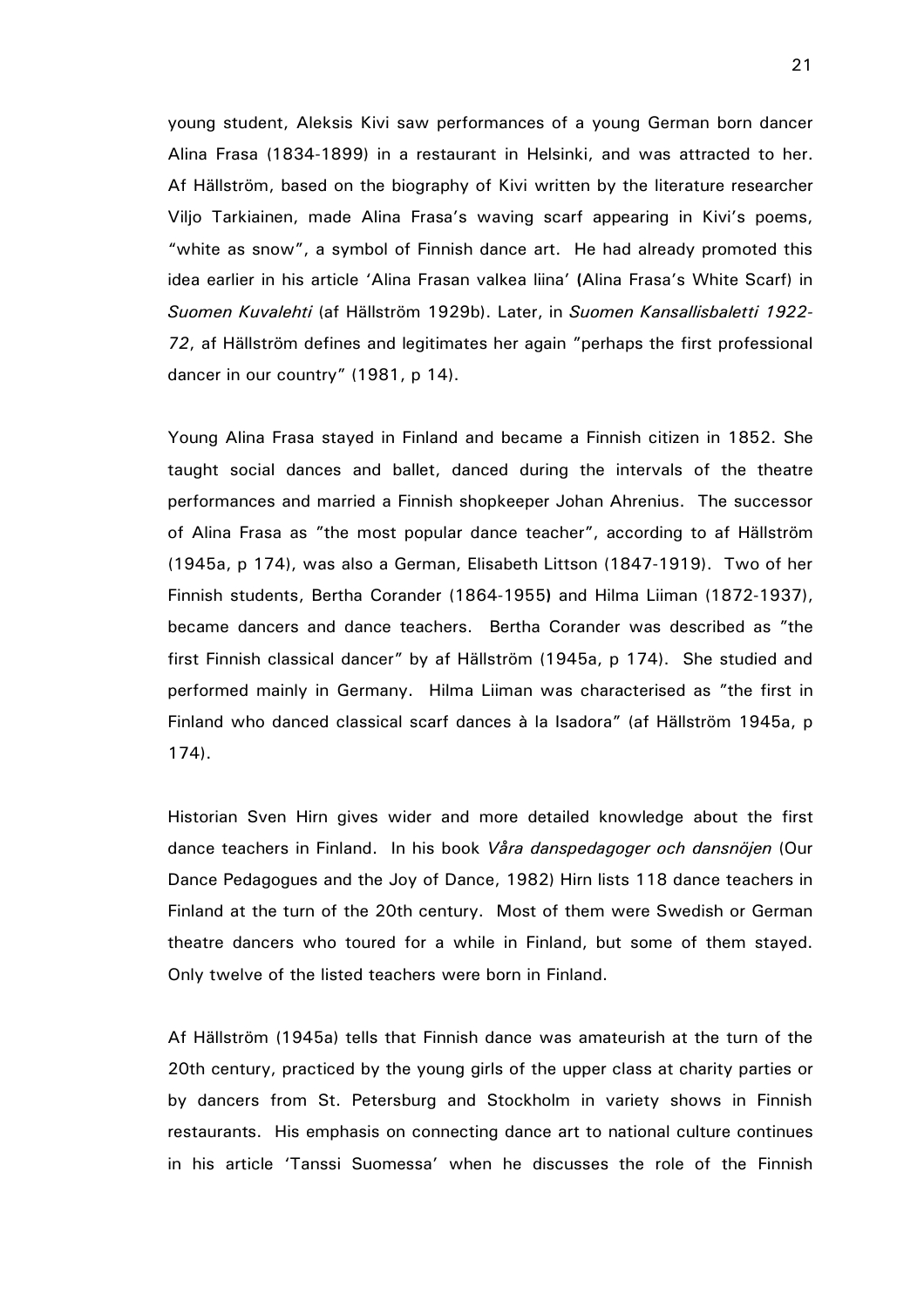young student, Aleksis Kivi saw performances of a young German born dancer Alina Frasa (1834-1899) in a restaurant in Helsinki, and was attracted to her. Af Hällström, based on the biography of Kivi written by the literature researcher Viljo Tarkiainen, made Alina Frasa's waving scarf appearing in Kivi's poems, "white as snow", a symbol of Finnish dance art. He had already promoted this idea earlier in his article 'Alina Frasan valkea liina' (Alina Frasa's White Scarf) in *Suomen Kuvalehti* (af Hällström 1929b). Later, in *Suomen Kansallisbaletti 1922-72*, af Hällström defines and legitimates her again "perhaps the first professional dancer in our country" (1981, p 14).

Young Alina Frasa stayed in Finland and became a Finnish citizen in 1852. She taught social dances and ballet, danced during the intervals of the theatre performances and married a Finnish shopkeeper Johan Ahrenius. The successor of Alina Frasa as "the most popular dance teacher", according to af Hällström (1945a, p 174), was also a German, Elisabeth Littson (1847-1919). Two of her Finnish students, Bertha Corander (1864-1955) and Hilma Liiman (1872-1937), became dancers and dance teachers. Bertha Corander was described as "the first Finnish classical dancer" by af Hällström (1945a, p 174). She studied and performed mainly in Germany. Hilma Liiman was characterised as "the first in Finland who danced classical scarf dances à la Isadora" (af Hällström 1945a, p 174).

Historian Sven Hirn gives wider and more detailed knowledge about the first dance teachers in Finland. In his book *Våra danspedagoger och dansnöjen* (Our Dance Pedagogues and the Joy of Dance, 1982) Hirn lists 118 dance teachers in Finland at the turn of the 20th century. Most of them were Swedish or German theatre dancers who toured for a while in Finland, but some of them stayed. Only twelve of the listed teachers were born in Finland.

Af Hällström (1945a) tells that Finnish dance was amateurish at the turn of the 20th century, practiced by the young girls of the upper class at charity parties or by dancers from St. Petersburg and Stockholm in variety shows in Finnish restaurants. His emphasis on connecting dance art to national culture continues in his article 'Tanssi Suomessa' when he discusses the role of the Finnish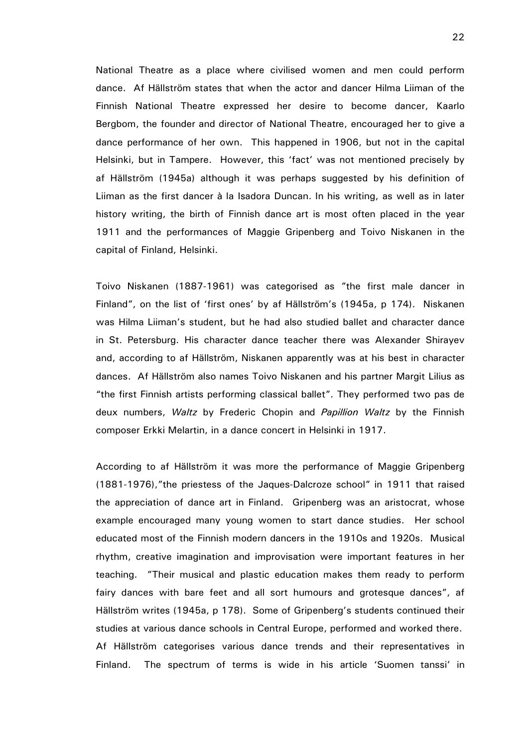National Theatre as a place where civilised women and men could perform dance. Af Hällström states that when the actor and dancer Hilma Liiman of the Finnish National Theatre expressed her desire to become dancer, Kaarlo Bergbom, the founder and director of National Theatre, encouraged her to give a dance performance of her own. This happened in 1906, but not in the capital Helsinki, but in Tampere. However, this 'fact' was not mentioned precisely by af Hällström (1945a) although it was perhaps suggested by his definition of Liiman as the first dancer à la Isadora Duncan. In his writing, as well as in later history writing, the birth of Finnish dance art is most often placed in the year 1911 and the performances of Maggie Gripenberg and Toivo Niskanen in the capital of Finland, Helsinki.

Toivo Niskanen (1887-1961) was categorised as "the first male dancer in Finland", on the list of 'first ones' by af Hällström's (1945a, p 174). Niskanen was Hilma Liiman's student, but he had also studied ballet and character dance in St. Petersburg. His character dance teacher there was Alexander Shirayev and, according to af Hällström, Niskanen apparently was at his best in character dances. Af Hällström also names Toivo Niskanen and his partner Margit Lilius as "the first Finnish artists performing classical ballet". They performed two pas de deux numbers, *Waltz* by Frederic Chopin and *Papillion Waltz* by the Finnish composer Erkki Melartin, in a dance concert in Helsinki in 1917.

According to af Hällström it was more the performance of Maggie Gripenberg (1881-1976),"the priestess of the Jaques-Dalcroze school" in 1911 that raised the appreciation of dance art in Finland. Gripenberg was an aristocrat, whose example encouraged many young women to start dance studies. Her school educated most of the Finnish modern dancers in the 1910s and 1920s. Musical rhythm, creative imagination and improvisation were important features in her teaching. "Their musical and plastic education makes them ready to perform fairy dances with bare feet and all sort humours and grotesque dances", af Hällström writes (1945a, p 178). Some of Gripenberg's students continued their studies at various dance schools in Central Europe, performed and worked there. Af Hällström categorises various dance trends and their representatives in Finland. The spectrum of terms is wide in his article 'Suomen tanssi' in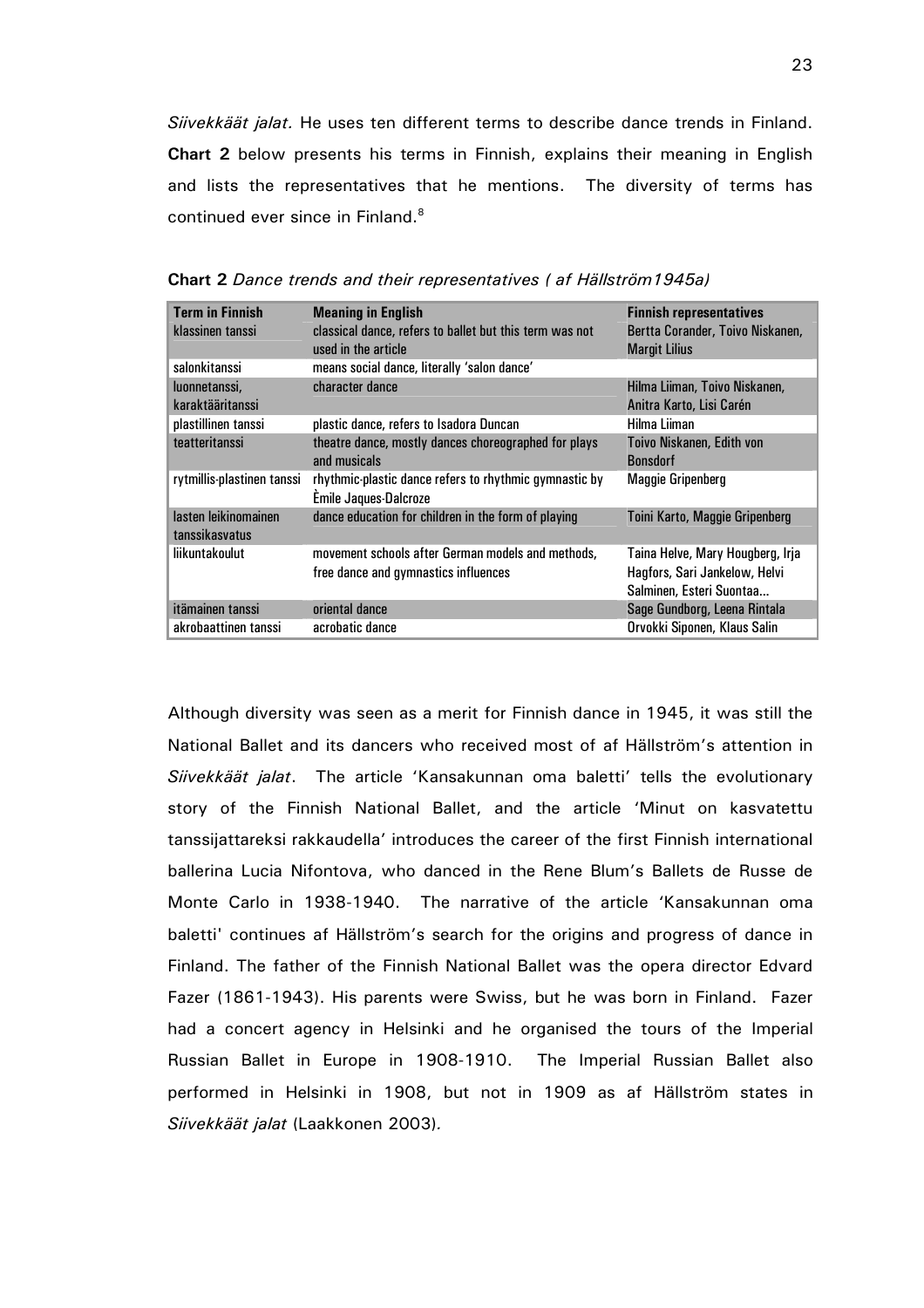*Siivekkäät jalat.* He uses ten different terms to describe dance trends in Finland. **Chart 2** below presents his terms in Finnish, explains their meaning in English and lists the representatives that he mentions. The diversity of terms has continued ever since in Finland.[8]

**Chart 2** *Dance trends and their representatives ( af Hällström1945a)*

| Term in Finnish | Meaning in English | Finnish representatives |
| --- | --- | --- |
| klassinen tanssi | classical dance, refers to ballet but this term was not used in the article | Bertta Corander, Toivo Niskanen, Margit Lilius |
| salonkitanssi | means social dance, literally 'salon dance' | |
| luonnetanssi, karaktääritanssi | character dance | Hilma Liiman, Toivo Niskanen, Anitra Karto, Lisi Carén |
| plastillinen tanssi | plastic dance, refers to Isadora Duncan | Hilma Liiman |
| teatteritanssi | theatre dance, mostly dances choreographed for plays and musicals | Toivo Niskanen, Edith von Bonsdorf |
| rytmillis-plastinen tanssi | rhythmic-plastic dance refers to rhythmic gymnastic by Èmile Jaques-Dalcroze | Maggie Gripenberg |
| lasten leikinomainen tanssikasvatus | dance education for children in the form of playing | Toini Karto, Maggie Gripenberg |
| liikuntakoulut | movement schools after German models and methods, free dance and gymnastics influences | Taina Helve, Mary Hougberg, Irja Hagfors, Sari Jankelow, Helvi Salminen, Esteri Suontaa... |
| itämainen tanssi | oriental dance | Sage Gundborg, Leena Rintala |
| akrobaattinen tanssi | acrobatic dance | Orvokki Siponen, Klaus Salin |

Although diversity was seen as a merit for Finnish dance in 1945, it was still the National Ballet and its dancers who received most of af Hällström's attention in *Siivekkäät jalat*. The article 'Kansakunnan oma baletti' tells the evolutionary story of the Finnish National Ballet, and the article 'Minut on kasvatettu tanssijattareksi rakkaudella' introduces the career of the first Finnish international ballerina Lucia Nifontova, who danced in the Rene Blum's Ballets de Russe de Monte Carlo in 1938-1940. The narrative of the article 'Kansakunnan oma baletti' continues af Hällström's search for the origins and progress of dance in Finland. The father of the Finnish National Ballet was the opera director Edvard Fazer (1861-1943). His parents were Swiss, but he was born in Finland. Fazer had a concert agency in Helsinki and he organised the tours of the Imperial Russian Ballet in Europe in 1908-1910. The Imperial Russian Ballet also performed in Helsinki in 1908, but not in 1909 as af Hällström states in *Siivekkäät jalat* (Laakkonen 2003).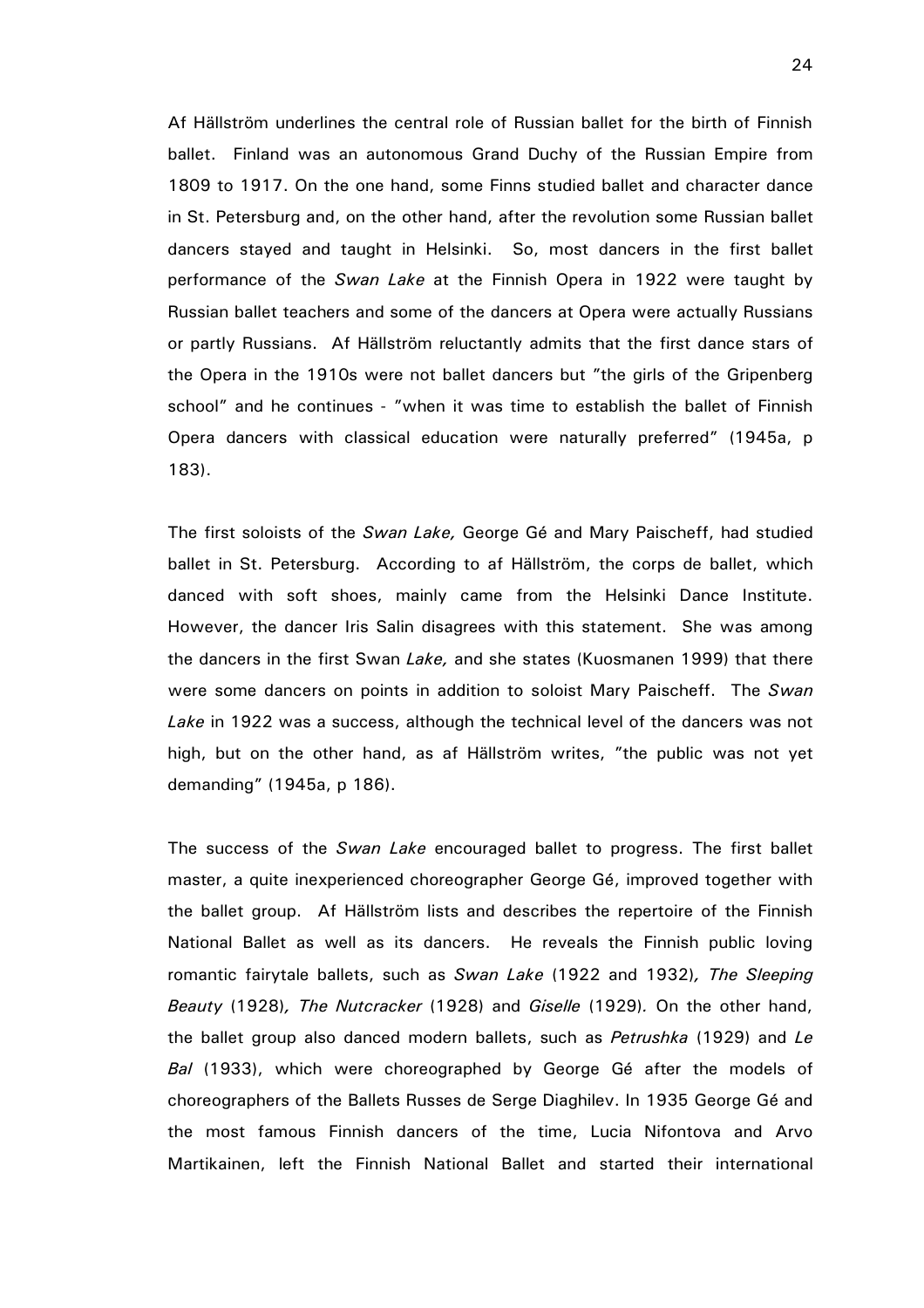Af Hällström underlines the central role of Russian ballet for the birth of Finnish ballet. Finland was an autonomous Grand Duchy of the Russian Empire from 1809 to 1917. On the one hand, some Finns studied ballet and character dance in St. Petersburg and, on the other hand, after the revolution some Russian ballet dancers stayed and taught in Helsinki. So, most dancers in the first ballet performance of the *Swan Lake* at the Finnish Opera in 1922 were taught by Russian ballet teachers and some of the dancers at Opera were actually Russians or partly Russians. Af Hällström reluctantly admits that the first dance stars of the Opera in the 1910s were not ballet dancers but "the girls of the Gripenberg school" and he continues - "when it was time to establish the ballet of Finnish Opera dancers with classical education were naturally preferred" (1945a, p 183).

The first soloists of the *Swan Lake,* George Gé and Mary Paischeff, had studied ballet in St. Petersburg. According to af Hällström, the corps de ballet, which danced with soft shoes, mainly came from the Helsinki Dance Institute. However, the dancer Iris Salin disagrees with this statement. She was among the dancers in the first Swan *Lake,* and she states (Kuosmanen 1999) that there were some dancers on points in addition to soloist Mary Paischeff. The *Swan Lake* in 1922 was a success, although the technical level of the dancers was not high, but on the other hand, as af Hällström writes, "the public was not yet demanding" (1945a, p 186).

The success of the *Swan Lake* encouraged ballet to progress. The first ballet master, a quite inexperienced choreographer George Gé, improved together with the ballet group. Af Hällström lists and describes the repertoire of the Finnish National Ballet as well as its dancers. He reveals the Finnish public loving romantic fairytale ballets, such as *Swan Lake* (1922 and 1932)*, The Sleeping Beauty* (1928)*, The Nutcracker* (1928) and *Giselle* (1929)*.* On the other hand, the ballet group also danced modern ballets, such as *Petrushka* (1929) and *Le Bal* (1933), which were choreographed by George Gé after the models of choreographers of the Ballets Russes de Serge Diaghilev. In 1935 George Gé and the most famous Finnish dancers of the time, Lucia Nifontova and Arvo Martikainen, left the Finnish National Ballet and started their international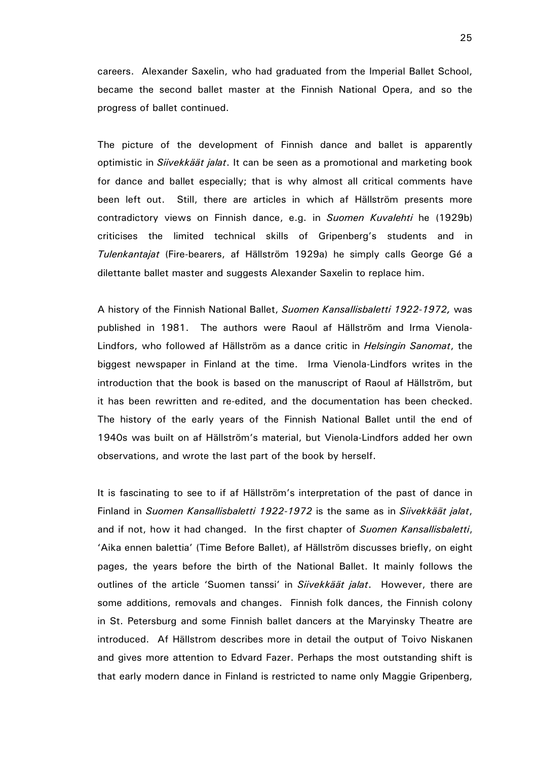careers. Alexander Saxelin, who had graduated from the Imperial Ballet School, became the second ballet master at the Finnish National Opera, and so the progress of ballet continued.

The picture of the development of Finnish dance and ballet is apparently optimistic in *Siivekkäät jalat*. It can be seen as a promotional and marketing book for dance and ballet especially; that is why almost all critical comments have been left out. Still, there are articles in which af Hällström presents more contradictory views on Finnish dance, e.g. in *Suomen Kuvalehti* he (1929b) criticises the limited technical skills of Gripenberg's students and in *Tulenkantajat* (Fire-bearers, af Hällström 1929a) he simply calls George Gé a dilettante ballet master and suggests Alexander Saxelin to replace him.

A history of the Finnish National Ballet, *Suomen Kansallisbaletti 1922-1972,* was published in 1981. The authors were Raoul af Hällström and Irma Vienola-Lindfors, who followed af Hällström as a dance critic in *Helsingin Sanomat*, the biggest newspaper in Finland at the time. Irma Vienola-Lindfors writes in the introduction that the book is based on the manuscript of Raoul af Hällström, but it has been rewritten and re-edited, and the documentation has been checked. The history of the early years of the Finnish National Ballet until the end of 1940s was built on af Hällström's material, but Vienola-Lindfors added her own observations, and wrote the last part of the book by herself.

It is fascinating to see to if af Hällström's interpretation of the past of dance in Finland in *Suomen Kansallisbaletti 1922-1972* is the same as in *Siivekkäät jalat*, and if not, how it had changed. In the first chapter of *Suomen Kansallisbaletti*, 'Aika ennen balettia' (Time Before Ballet), af Hällström discusses briefly, on eight pages, the years before the birth of the National Ballet. It mainly follows the outlines of the article 'Suomen tanssi' in *Siivekkäät jalat*. However, there are some additions, removals and changes. Finnish folk dances, the Finnish colony in St. Petersburg and some Finnish ballet dancers at the Maryinsky Theatre are introduced. Af Hällstrom describes more in detail the output of Toivo Niskanen and gives more attention to Edvard Fazer. Perhaps the most outstanding shift is that early modern dance in Finland is restricted to name only Maggie Gripenberg,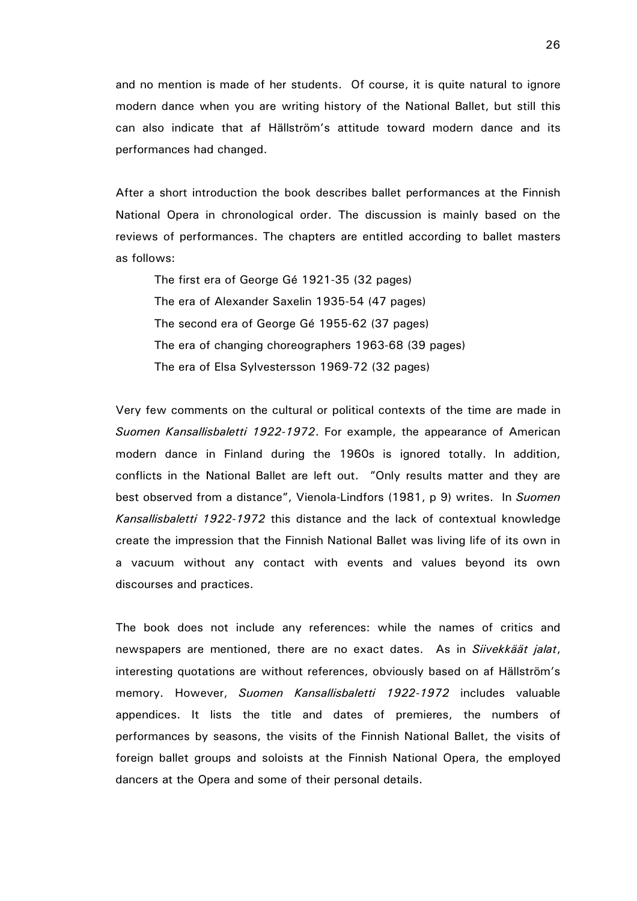and no mention is made of her students. Of course, it is quite natural to ignore modern dance when you are writing history of the National Ballet, but still this can also indicate that af Hällström's attitude toward modern dance and its performances had changed.

After a short introduction the book describes ballet performances at the Finnish National Opera in chronological order. The discussion is mainly based on the reviews of performances. The chapters are entitled according to ballet masters as follows:

The first era of George Gé 1921-35 (32 pages)
The era of Alexander Saxelin 1935-54 (47 pages)
The second era of George Gé 1955-62 (37 pages)
The era of changing choreographers 1963-68 (39 pages)
The era of Elsa Sylvestersson 1969-72 (32 pages)

Very few comments on the cultural or political contexts of the time are made in *Suomen Kansallisbaletti 1922-1972*. For example, the appearance of American modern dance in Finland during the 1960s is ignored totally. In addition, conflicts in the National Ballet are left out. "Only results matter and they are best observed from a distance", Vienola-Lindfors (1981, p 9) writes. In *Suomen Kansallisbaletti 1922-1972* this distance and the lack of contextual knowledge create the impression that the Finnish National Ballet was living life of its own in a vacuum without any contact with events and values beyond its own discourses and practices.

The book does not include any references: while the names of critics and newspapers are mentioned, there are no exact dates. As in *Siivekkäät jalat*, interesting quotations are without references, obviously based on af Hällström's memory. However, *Suomen Kansallisbaletti 1922-1972* includes valuable appendices. It lists the title and dates of premieres, the numbers of performances by seasons, the visits of the Finnish National Ballet, the visits of foreign ballet groups and soloists at the Finnish National Opera, the employed dancers at the Opera and some of their personal details.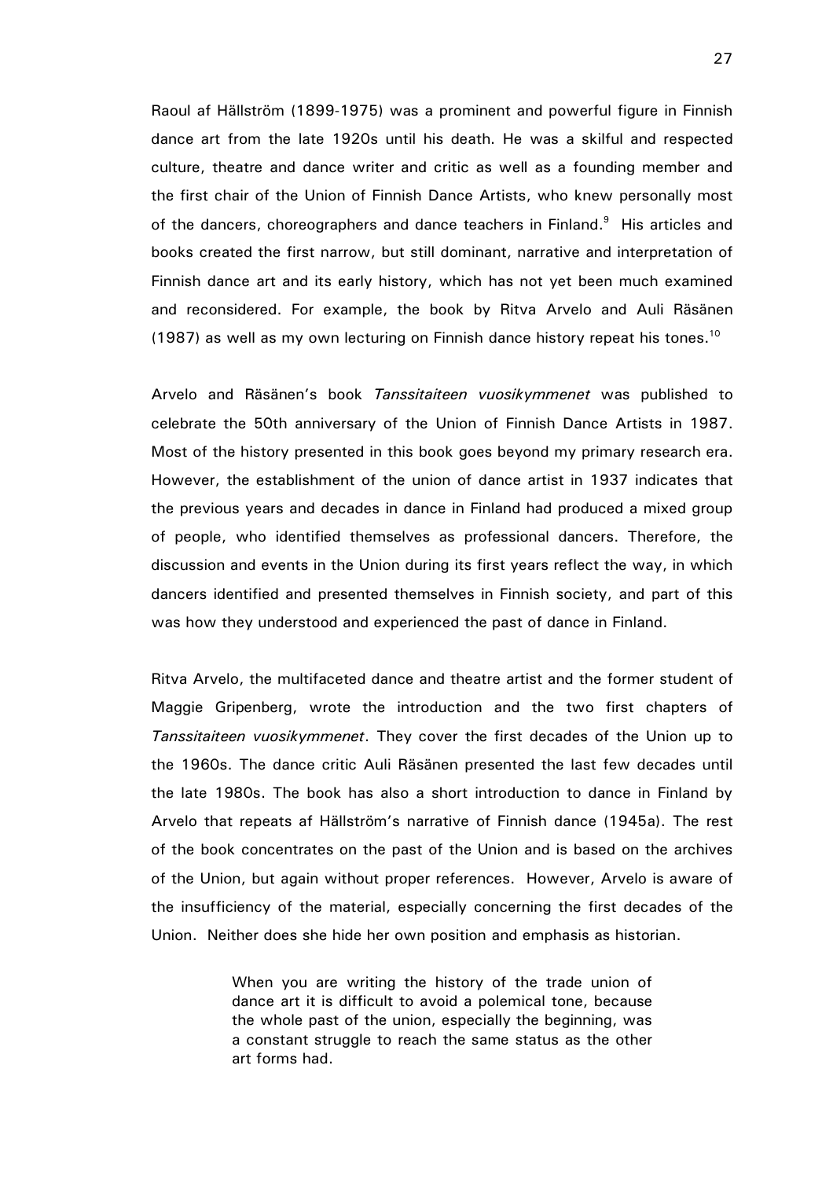Raoul af Hällström (1899-1975) was a prominent and powerful figure in Finnish dance art from the late 1920s until his death. He was a skilful and respected culture, theatre and dance writer and critic as well as a founding member and the first chair of the Union of Finnish Dance Artists, who knew personally most of the dancers, choreographers and dance teachers in Finland.[9] His articles and books created the first narrow, but still dominant, narrative and interpretation of Finnish dance art and its early history, which has not yet been much examined and reconsidered. For example, the book by Ritva Arvelo and Auli Räsänen (1987) as well as my own lecturing on Finnish dance history repeat his tones.[10]

Arvelo and Räsänen's book *Tanssitaiteen vuosikymmenet* was published to celebrate the 50th anniversary of the Union of Finnish Dance Artists in 1987. Most of the history presented in this book goes beyond my primary research era. However, the establishment of the union of dance artist in 1937 indicates that the previous years and decades in dance in Finland had produced a mixed group of people, who identified themselves as professional dancers. Therefore, the discussion and events in the Union during its first years reflect the way, in which dancers identified and presented themselves in Finnish society, and part of this was how they understood and experienced the past of dance in Finland.

Ritva Arvelo, the multifaceted dance and theatre artist and the former student of Maggie Gripenberg, wrote the introduction and the two first chapters of *Tanssitaiteen vuosikymmenet*. They cover the first decades of the Union up to the 1960s. The dance critic Auli Räsänen presented the last few decades until the late 1980s. The book has also a short introduction to dance in Finland by Arvelo that repeats af Hällström's narrative of Finnish dance (1945a). The rest of the book concentrates on the past of the Union and is based on the archives of the Union, but again without proper references. However, Arvelo is aware of the insufficiency of the material, especially concerning the first decades of the Union. Neither does she hide her own position and emphasis as historian.

> When you are writing the history of the trade union of dance art it is difficult to avoid a polemical tone, because the whole past of the union, especially the beginning, was a constant struggle to reach the same status as the other art forms had.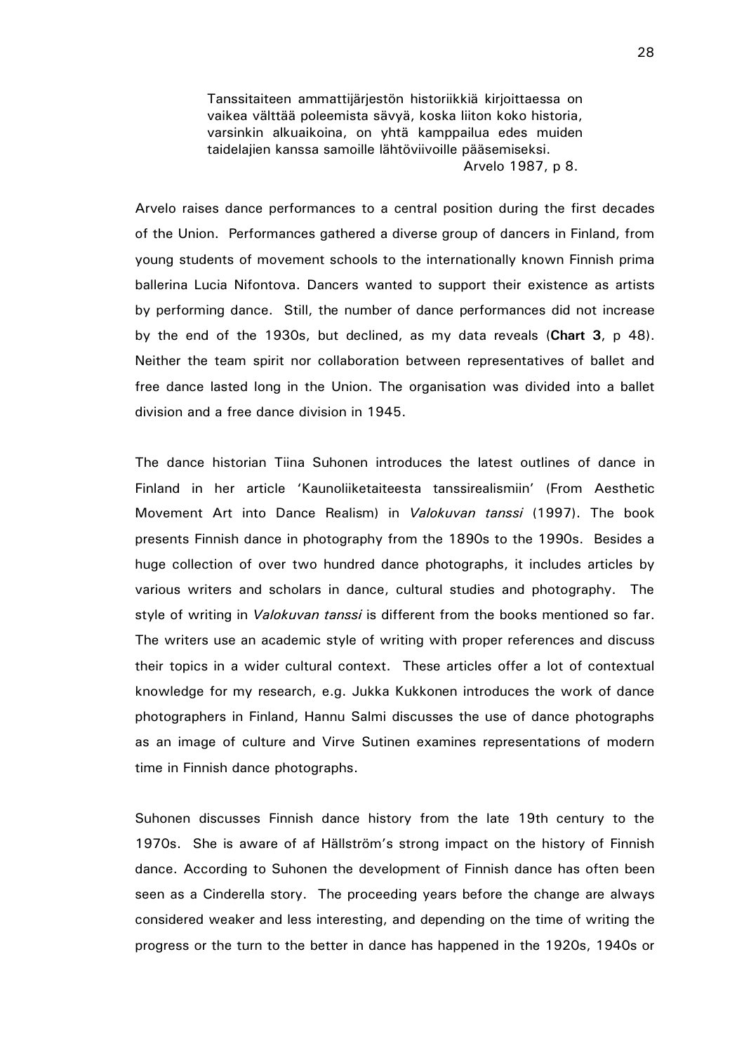> Tanssitaiteen ammattijärjestön historiikkiä kirjoittaessa on vaikea välttää poleemista sävyä, koska liiton koko historia, varsinkin alkuaikoina, on yhtä kamppailua edes muiden taidelajien kanssa samoille lähtöviivoille pääsemiseksi.
>
> Arvelo 1987, p 8.

Arvelo raises dance performances to a central position during the first decades of the Union. Performances gathered a diverse group of dancers in Finland, from young students of movement schools to the internationally known Finnish prima ballerina Lucia Nifontova. Dancers wanted to support their existence as artists by performing dance. Still, the number of dance performances did not increase by the end of the 1930s, but declined, as my data reveals (**Chart 3**, p 48). Neither the team spirit nor collaboration between representatives of ballet and free dance lasted long in the Union. The organisation was divided into a ballet division and a free dance division in 1945.

The dance historian Tiina Suhonen introduces the latest outlines of dance in Finland in her article 'Kaunoliiketaiteesta tanssirealismiin' (From Aesthetic Movement Art into Dance Realism) in *Valokuvan tanssi* (1997). The book presents Finnish dance in photography from the 1890s to the 1990s. Besides a huge collection of over two hundred dance photographs, it includes articles by various writers and scholars in dance, cultural studies and photography. The style of writing in *Valokuvan tanssi* is different from the books mentioned so far. The writers use an academic style of writing with proper references and discuss their topics in a wider cultural context. These articles offer a lot of contextual knowledge for my research, e.g. Jukka Kukkonen introduces the work of dance photographers in Finland, Hannu Salmi discusses the use of dance photographs as an image of culture and Virve Sutinen examines representations of modern time in Finnish dance photographs.

Suhonen discusses Finnish dance history from the late 19th century to the 1970s. She is aware of af Hällström's strong impact on the history of Finnish dance. According to Suhonen the development of Finnish dance has often been seen as a Cinderella story. The proceeding years before the change are always considered weaker and less interesting, and depending on the time of writing the progress or the turn to the better in dance has happened in the 1920s, 1940s or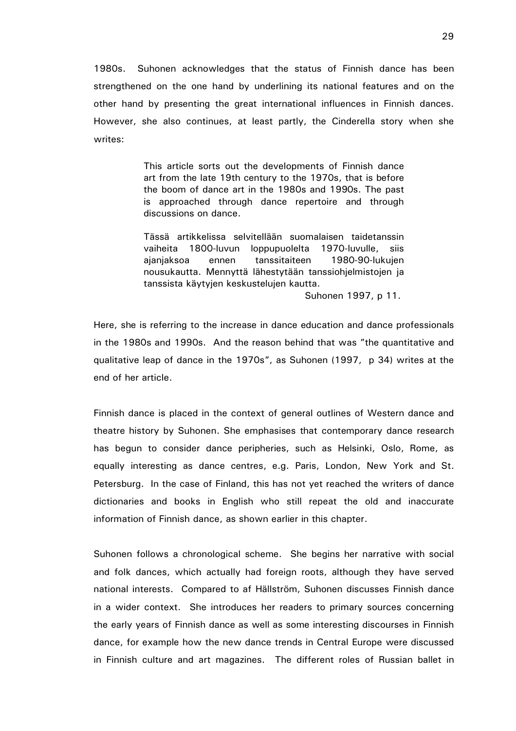1980s. Suhonen acknowledges that the status of Finnish dance has been strengthened on the one hand by underlining its national features and on the other hand by presenting the great international influences in Finnish dances. However, she also continues, at least partly, the Cinderella story when she writes:

> This article sorts out the developments of Finnish dance art from the late 19th century to the 1970s, that is before the boom of dance art in the 1980s and 1990s. The past is approached through dance repertoire and through discussions on dance.
>
> Tässä artikkelissa selvitellään suomalaisen taidetanssin vaiheita 1800-luvun loppupuolelta 1970-luvulle, siis ajanjaksoa ennen tanssitaiteen 1980-90-lukujen nousukautta. Mennyttä lähestytään tanssiohjelmistojen ja tanssista käytyjen keskustelujen kautta.
>
> Suhonen 1997, p 11.

Here, she is referring to the increase in dance education and dance professionals in the 1980s and 1990s. And the reason behind that was "the quantitative and qualitative leap of dance in the 1970s", as Suhonen (1997, p 34) writes at the end of her article.

Finnish dance is placed in the context of general outlines of Western dance and theatre history by Suhonen. She emphasises that contemporary dance research has begun to consider dance peripheries, such as Helsinki, Oslo, Rome, as equally interesting as dance centres, e.g. Paris, London, New York and St. Petersburg. In the case of Finland, this has not yet reached the writers of dance dictionaries and books in English who still repeat the old and inaccurate information of Finnish dance, as shown earlier in this chapter.

Suhonen follows a chronological scheme. She begins her narrative with social and folk dances, which actually had foreign roots, although they have served national interests. Compared to af Hällström, Suhonen discusses Finnish dance in a wider context. She introduces her readers to primary sources concerning the early years of Finnish dance as well as some interesting discourses in Finnish dance, for example how the new dance trends in Central Europe were discussed in Finnish culture and art magazines. The different roles of Russian ballet in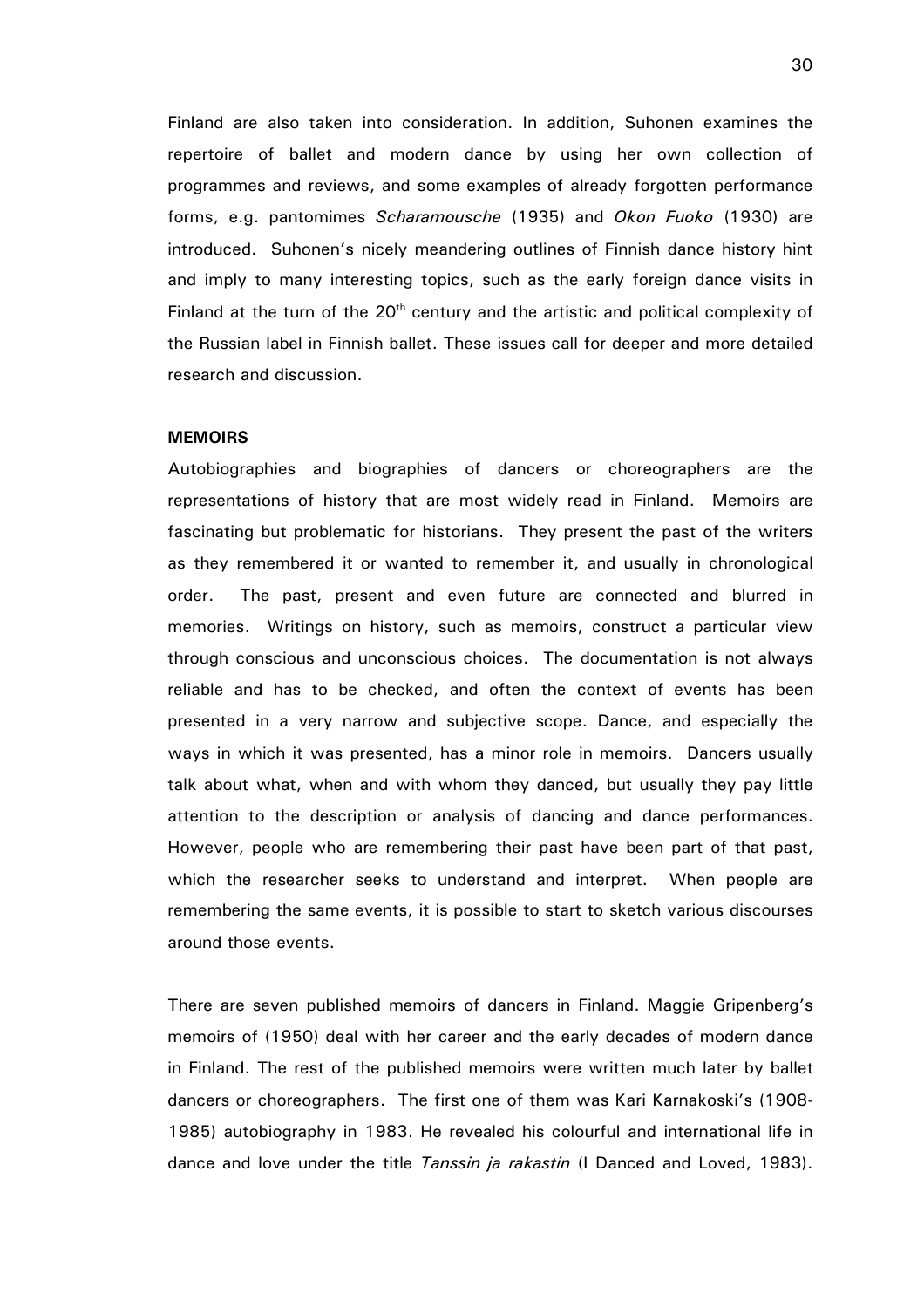Finland are also taken into consideration. In addition, Suhonen examines the repertoire of ballet and modern dance by using her own collection of programmes and reviews, and some examples of already forgotten performance forms, e.g. pantomimes *Scharamousche* (1935) and *Okon Fuoko* (1930) are introduced. Suhonen's nicely meandering outlines of Finnish dance history hint and imply to many interesting topics, such as the early foreign dance visits in Finland at the turn of the 20th century and the artistic and political complexity of the Russian label in Finnish ballet. These issues call for deeper and more detailed research and discussion.

**MEMOIRS**

Autobiographies and biographies of dancers or choreographers are the representations of history that are most widely read in Finland. Memoirs are fascinating but problematic for historians. They present the past of the writers as they remembered it or wanted to remember it, and usually in chronological order. The past, present and even future are connected and blurred in memories. Writings on history, such as memoirs, construct a particular view through conscious and unconscious choices. The documentation is not always reliable and has to be checked, and often the context of events has been presented in a very narrow and subjective scope. Dance, and especially the ways in which it was presented, has a minor role in memoirs. Dancers usually talk about what, when and with whom they danced, but usually they pay little attention to the description or analysis of dancing and dance performances. However, people who are remembering their past have been part of that past, which the researcher seeks to understand and interpret. When people are remembering the same events, it is possible to start to sketch various discourses around those events.

There are seven published memoirs of dancers in Finland. Maggie Gripenberg's memoirs of (1950) deal with her career and the early decades of modern dance in Finland. The rest of the published memoirs were written much later by ballet dancers or choreographers. The first one of them was Kari Karnakoski's (1908-1985) autobiography in 1983. He revealed his colourful and international life in dance and love under the title *Tanssin ja rakastin* (I Danced and Loved, 1983).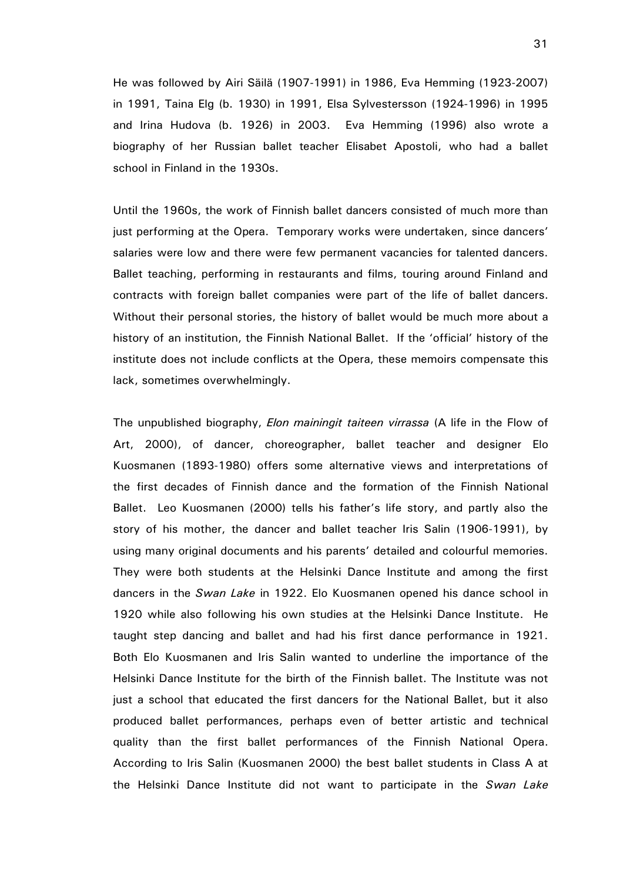He was followed by Airi Säilä (1907-1991) in 1986, Eva Hemming (1923-2007) in 1991, Taina Elg (b. 1930) in 1991, Elsa Sylvestersson (1924-1996) in 1995 and Irina Hudova (b. 1926) in 2003. Eva Hemming (1996) also wrote a biography of her Russian ballet teacher Elisabet Apostoli, who had a ballet school in Finland in the 1930s.

Until the 1960s, the work of Finnish ballet dancers consisted of much more than just performing at the Opera. Temporary works were undertaken, since dancers' salaries were low and there were few permanent vacancies for talented dancers. Ballet teaching, performing in restaurants and films, touring around Finland and contracts with foreign ballet companies were part of the life of ballet dancers. Without their personal stories, the history of ballet would be much more about a history of an institution, the Finnish National Ballet. If the 'official' history of the institute does not include conflicts at the Opera, these memoirs compensate this lack, sometimes overwhelmingly.

The unpublished biography, *Elon mainingit taiteen virrassa* (A life in the Flow of Art, 2000), of dancer, choreographer, ballet teacher and designer Elo Kuosmanen (1893-1980) offers some alternative views and interpretations of the first decades of Finnish dance and the formation of the Finnish National Ballet. Leo Kuosmanen (2000) tells his father's life story, and partly also the story of his mother, the dancer and ballet teacher Iris Salin (1906-1991), by using many original documents and his parents' detailed and colourful memories. They were both students at the Helsinki Dance Institute and among the first dancers in the *Swan Lake* in 1922. Elo Kuosmanen opened his dance school in 1920 while also following his own studies at the Helsinki Dance Institute. He taught step dancing and ballet and had his first dance performance in 1921. Both Elo Kuosmanen and Iris Salin wanted to underline the importance of the Helsinki Dance Institute for the birth of the Finnish ballet. The Institute was not just a school that educated the first dancers for the National Ballet, but it also produced ballet performances, perhaps even of better artistic and technical quality than the first ballet performances of the Finnish National Opera. According to Iris Salin (Kuosmanen 2000) the best ballet students in Class A at the Helsinki Dance Institute did not want to participate in the *Swan Lake*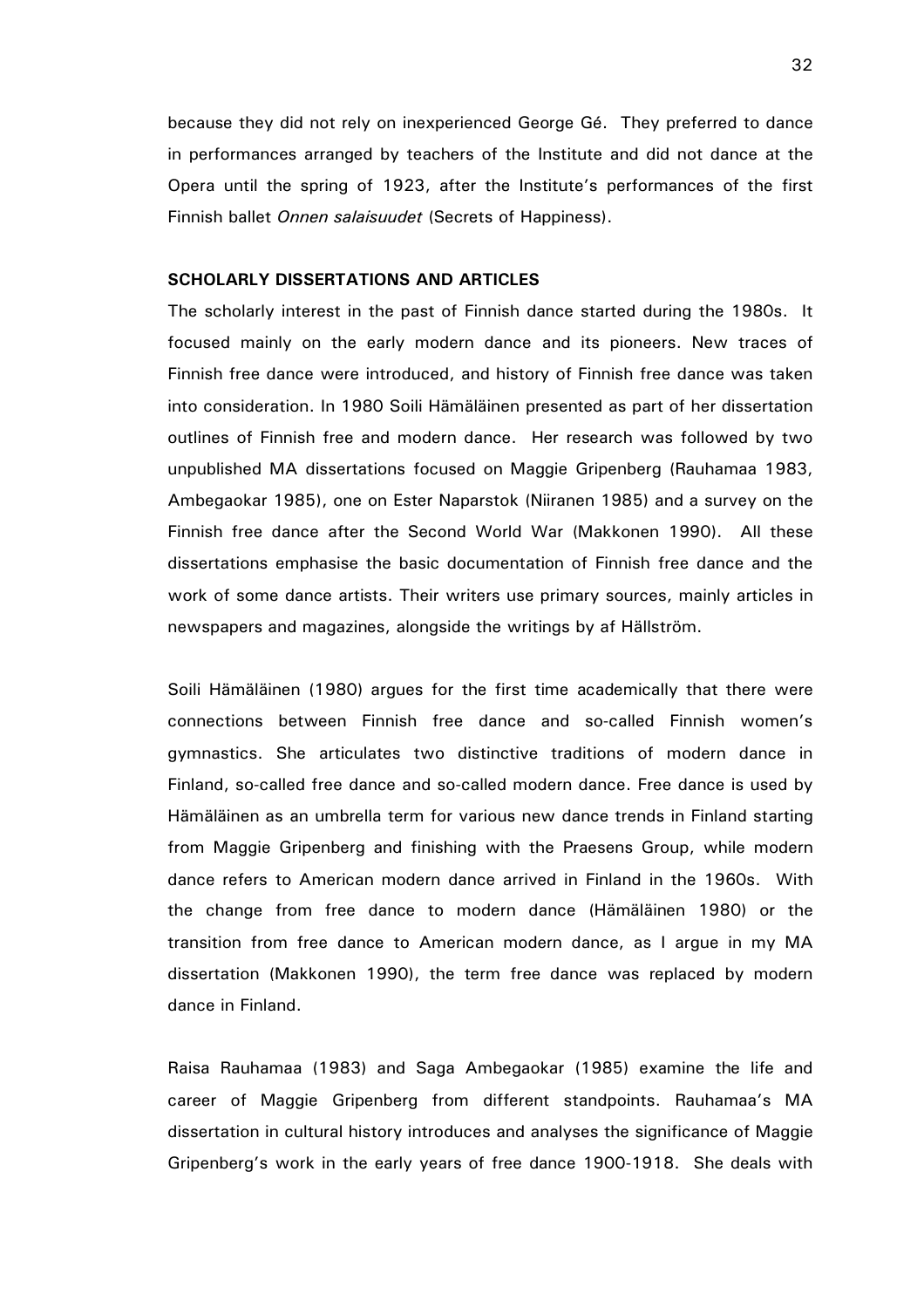because they did not rely on inexperienced George Gé. They preferred to dance in performances arranged by teachers of the Institute and did not dance at the Opera until the spring of 1923, after the Institute's performances of the first Finnish ballet *Onnen salaisuudet* (Secrets of Happiness).

## SCHOLARLY DISSERTATIONS AND ARTICLES

The scholarly interest in the past of Finnish dance started during the 1980s. It focused mainly on the early modern dance and its pioneers. New traces of Finnish free dance were introduced, and history of Finnish free dance was taken into consideration. In 1980 Soili Hämäläinen presented as part of her dissertation outlines of Finnish free and modern dance. Her research was followed by two unpublished MA dissertations focused on Maggie Gripenberg (Rauhamaa 1983, Ambegaokar 1985), one on Ester Naparstok (Niiranen 1985) and a survey on the Finnish free dance after the Second World War (Makkonen 1990). All these dissertations emphasise the basic documentation of Finnish free dance and the work of some dance artists. Their writers use primary sources, mainly articles in newspapers and magazines, alongside the writings by af Hällström.

Soili Hämäläinen (1980) argues for the first time academically that there were connections between Finnish free dance and so-called Finnish women's gymnastics. She articulates two distinctive traditions of modern dance in Finland, so-called free dance and so-called modern dance. Free dance is used by Hämäläinen as an umbrella term for various new dance trends in Finland starting from Maggie Gripenberg and finishing with the Praesens Group, while modern dance refers to American modern dance arrived in Finland in the 1960s. With the change from free dance to modern dance (Hämäläinen 1980) or the transition from free dance to American modern dance, as I argue in my MA dissertation (Makkonen 1990), the term free dance was replaced by modern dance in Finland.

Raisa Rauhamaa (1983) and Saga Ambegaokar (1985) examine the life and career of Maggie Gripenberg from different standpoints. Rauhamaa's MA dissertation in cultural history introduces and analyses the significance of Maggie Gripenberg's work in the early years of free dance 1900-1918. She deals with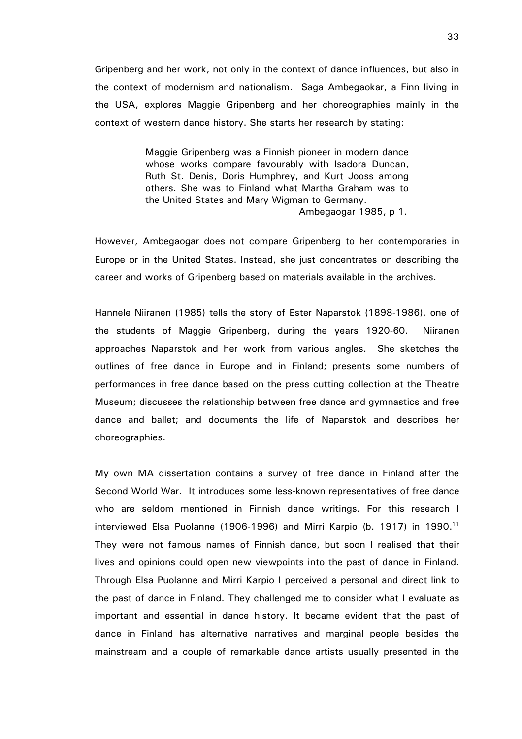Gripenberg and her work, not only in the context of dance influences, but also in the context of modernism and nationalism. Saga Ambegaokar, a Finn living in the USA, explores Maggie Gripenberg and her choreographies mainly in the context of western dance history. She starts her research by stating:

> Maggie Gripenberg was a Finnish pioneer in modern dance whose works compare favourably with Isadora Duncan, Ruth St. Denis, Doris Humphrey, and Kurt Jooss among others. She was to Finland what Martha Graham was to the United States and Mary Wigman to Germany.
>
> Ambegaogar 1985, p 1.

However, Ambegaogar does not compare Gripenberg to her contemporaries in Europe or in the United States. Instead, she just concentrates on describing the career and works of Gripenberg based on materials available in the archives.

Hannele Niiranen (1985) tells the story of Ester Naparstok (1898-1986), one of the students of Maggie Gripenberg, during the years 1920-60. Niiranen approaches Naparstok and her work from various angles. She sketches the outlines of free dance in Europe and in Finland; presents some numbers of performances in free dance based on the press cutting collection at the Theatre Museum; discusses the relationship between free dance and gymnastics and free dance and ballet; and documents the life of Naparstok and describes her choreographies.

My own MA dissertation contains a survey of free dance in Finland after the Second World War. It introduces some less-known representatives of free dance who are seldom mentioned in Finnish dance writings. For this research I interviewed Elsa Puolanne (1906-1996) and Mirri Karpio (b. 1917) in 1990.[11] They were not famous names of Finnish dance, but soon I realised that their lives and opinions could open new viewpoints into the past of dance in Finland. Through Elsa Puolanne and Mirri Karpio I perceived a personal and direct link to the past of dance in Finland. They challenged me to consider what I evaluate as important and essential in dance history. It became evident that the past of dance in Finland has alternative narratives and marginal people besides the mainstream and a couple of remarkable dance artists usually presented in the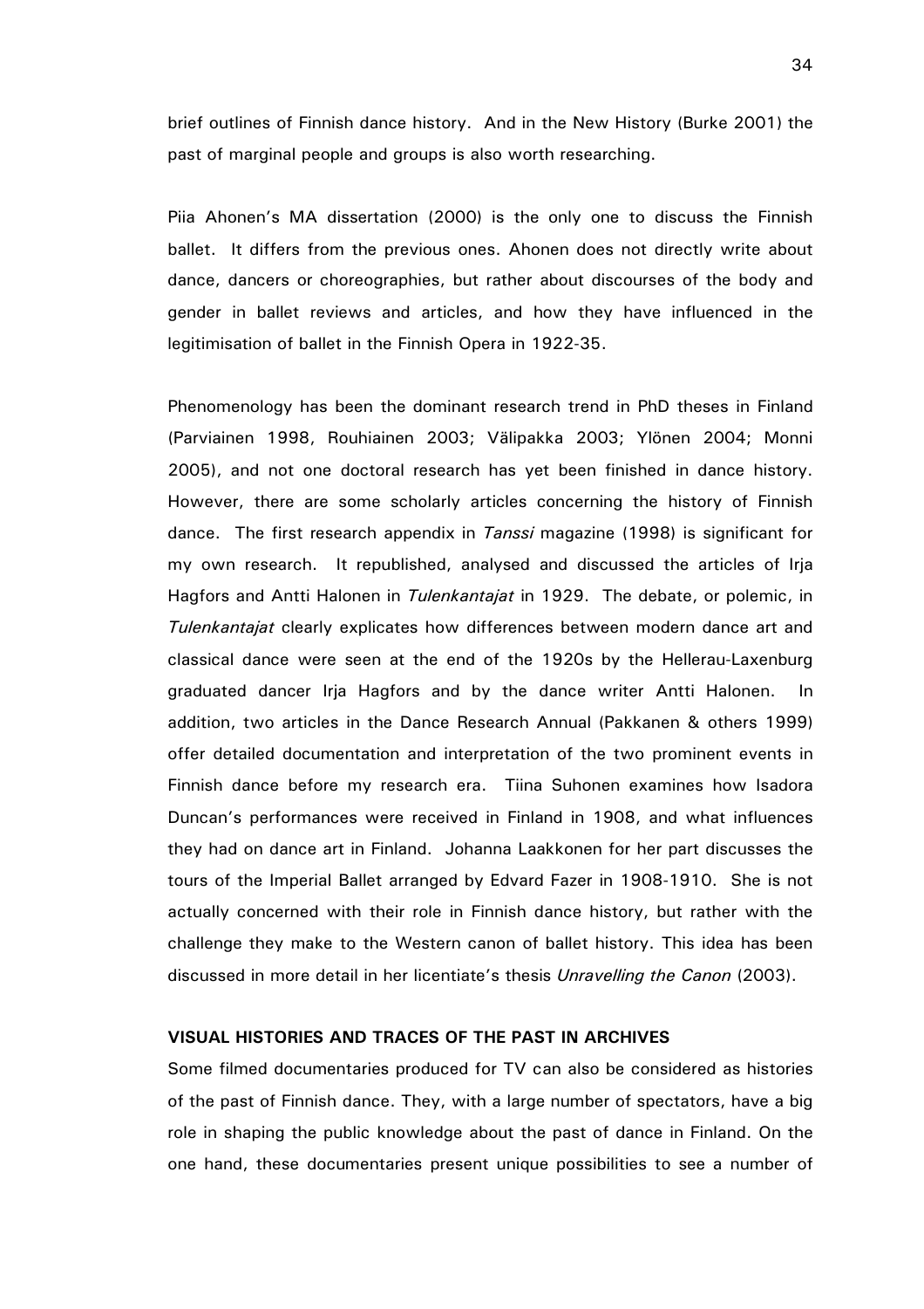brief outlines of Finnish dance history. And in the New History (Burke 2001) the past of marginal people and groups is also worth researching.

Piia Ahonen's MA dissertation (2000) is the only one to discuss the Finnish ballet. It differs from the previous ones. Ahonen does not directly write about dance, dancers or choreographies, but rather about discourses of the body and gender in ballet reviews and articles, and how they have influenced in the legitimisation of ballet in the Finnish Opera in 1922-35.

Phenomenology has been the dominant research trend in PhD theses in Finland (Parviainen 1998, Rouhiainen 2003; Välipakka 2003; Ylönen 2004; Monni 2005), and not one doctoral research has yet been finished in dance history. However, there are some scholarly articles concerning the history of Finnish dance. The first research appendix in *Tanssi* magazine (1998) is significant for my own research. It republished, analysed and discussed the articles of Irja Hagfors and Antti Halonen in *Tulenkantajat* in 1929. The debate, or polemic, in *Tulenkantajat* clearly explicates how differences between modern dance art and classical dance were seen at the end of the 1920s by the Hellerau-Laxenburg graduated dancer Irja Hagfors and by the dance writer Antti Halonen. In addition, two articles in the Dance Research Annual (Pakkanen & others 1999) offer detailed documentation and interpretation of the two prominent events in Finnish dance before my research era. Tiina Suhonen examines how Isadora Duncan's performances were received in Finland in 1908, and what influences they had on dance art in Finland. Johanna Laakkonen for her part discusses the tours of the Imperial Ballet arranged by Edvard Fazer in 1908-1910. She is not actually concerned with their role in Finnish dance history, but rather with the challenge they make to the Western canon of ballet history. This idea has been discussed in more detail in her licentiate's thesis *Unravelling the Canon* (2003).

## VISUAL HISTORIES AND TRACES OF THE PAST IN ARCHIVES

Some filmed documentaries produced for TV can also be considered as histories of the past of Finnish dance. They, with a large number of spectators, have a big role in shaping the public knowledge about the past of dance in Finland. On the one hand, these documentaries present unique possibilities to see a number of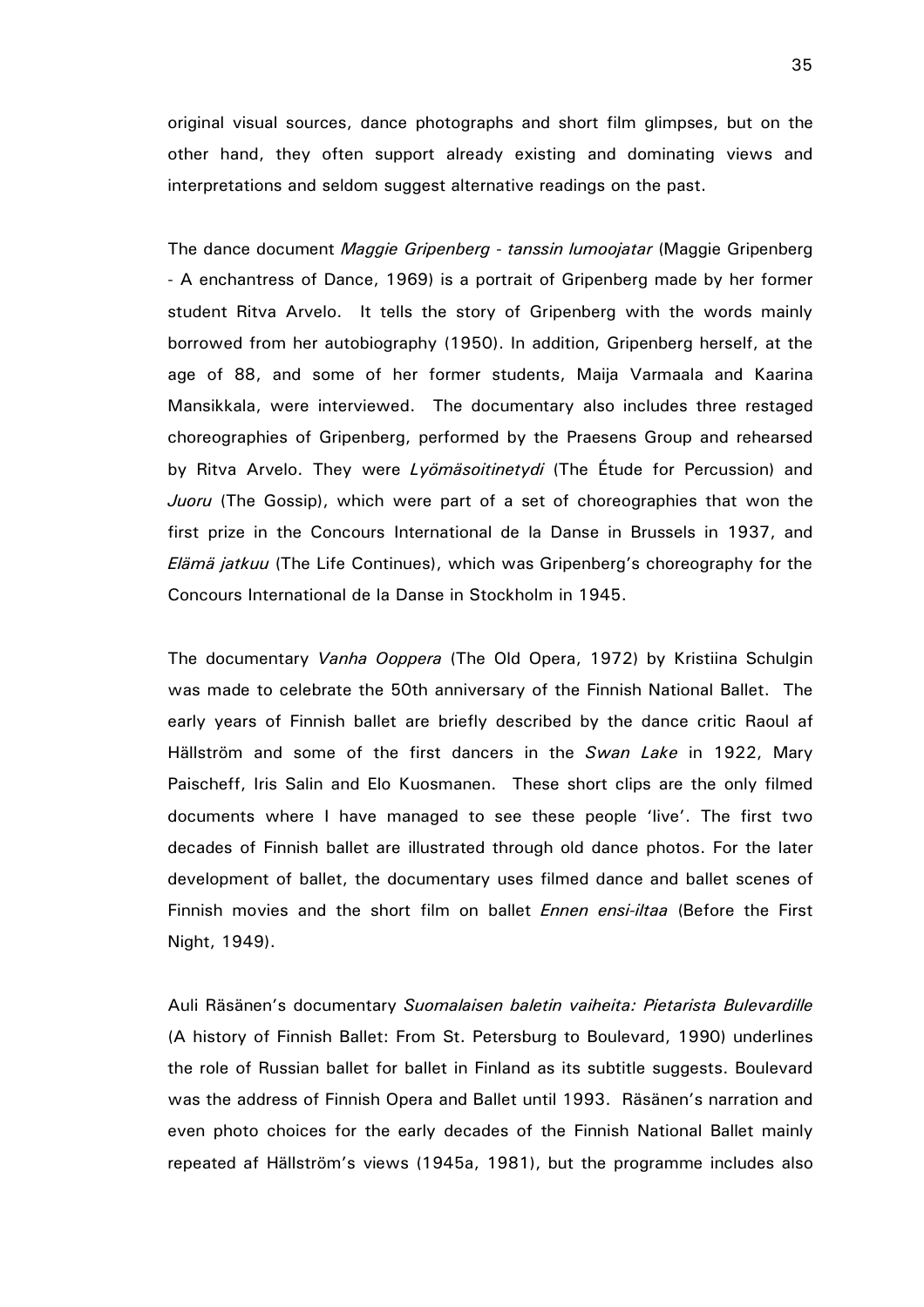original visual sources, dance photographs and short film glimpses, but on the other hand, they often support already existing and dominating views and interpretations and seldom suggest alternative readings on the past.

The dance document *Maggie Gripenberg - tanssin lumoojatar* (Maggie Gripenberg - A enchantress of Dance, 1969) is a portrait of Gripenberg made by her former student Ritva Arvelo. It tells the story of Gripenberg with the words mainly borrowed from her autobiography (1950). In addition, Gripenberg herself, at the age of 88, and some of her former students, Maija Varmaala and Kaarina Mansikkala, were interviewed. The documentary also includes three restaged choreographies of Gripenberg, performed by the Praesens Group and rehearsed by Ritva Arvelo. They were *Lyömäsoitinetydi* (The Étude for Percussion) and *Juoru* (The Gossip), which were part of a set of choreographies that won the first prize in the Concours International de la Danse in Brussels in 1937, and *Elämä jatkuu* (The Life Continues), which was Gripenberg's choreography for the Concours International de la Danse in Stockholm in 1945.

The documentary *Vanha Ooppera* (The Old Opera, 1972) by Kristiina Schulgin was made to celebrate the 50th anniversary of the Finnish National Ballet. The early years of Finnish ballet are briefly described by the dance critic Raoul af Hällström and some of the first dancers in the *Swan Lake* in 1922, Mary Paischeff, Iris Salin and Elo Kuosmanen. These short clips are the only filmed documents where I have managed to see these people 'live'. The first two decades of Finnish ballet are illustrated through old dance photos. For the later development of ballet, the documentary uses filmed dance and ballet scenes of Finnish movies and the short film on ballet *Ennen ensi-iltaa* (Before the First Night, 1949).

Auli Räsänen's documentary *Suomalaisen baletin vaiheita: Pietarista Bulevardille* (A history of Finnish Ballet: From St. Petersburg to Boulevard, 1990) underlines the role of Russian ballet for ballet in Finland as its subtitle suggests. Boulevard was the address of Finnish Opera and Ballet until 1993. Räsänen's narration and even photo choices for the early decades of the Finnish National Ballet mainly repeated af Hällström's views (1945a, 1981), but the programme includes also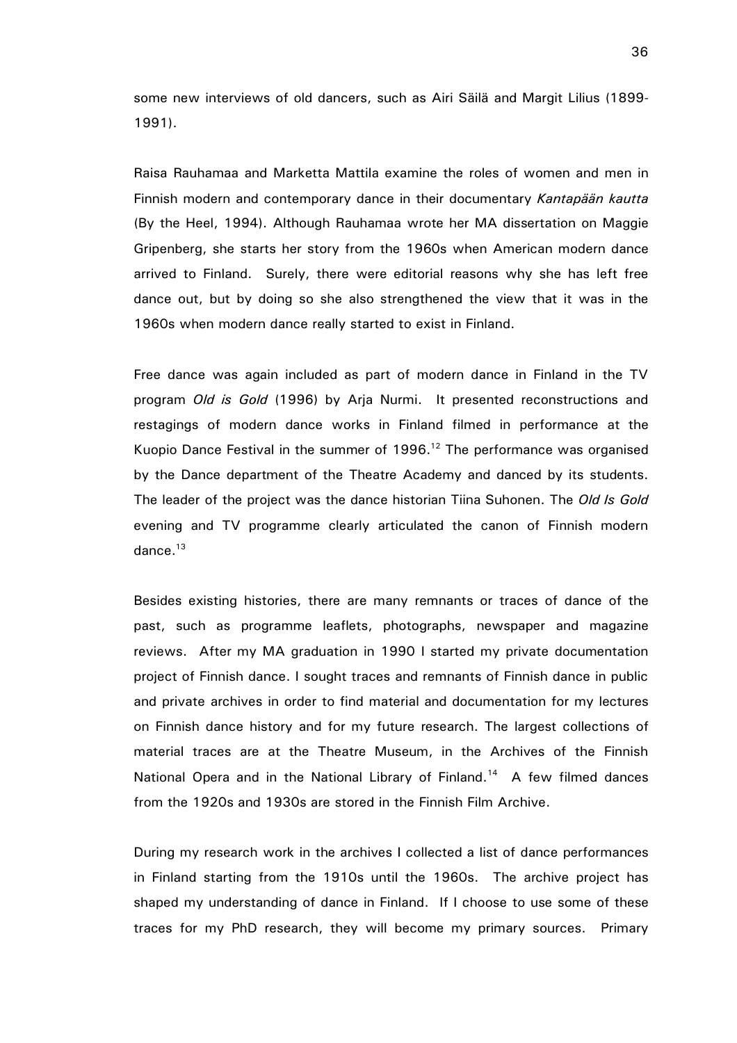some new interviews of old dancers, such as Airi Säilä and Margit Lilius (1899-1991).

Raisa Rauhamaa and Marketta Mattila examine the roles of women and men in Finnish modern and contemporary dance in their documentary *Kantapään kautta* (By the Heel, 1994). Although Rauhamaa wrote her MA dissertation on Maggie Gripenberg, she starts her story from the 1960s when American modern dance arrived to Finland. Surely, there were editorial reasons why she has left free dance out, but by doing so she also strengthened the view that it was in the 1960s when modern dance really started to exist in Finland.

Free dance was again included as part of modern dance in Finland in the TV program *Old is Gold* (1996) by Arja Nurmi. It presented reconstructions and restagings of modern dance works in Finland filmed in performance at the Kuopio Dance Festival in the summer of 1996.[12] The performance was organised by the Dance department of the Theatre Academy and danced by its students. The leader of the project was the dance historian Tiina Suhonen. The *Old Is Gold* evening and TV programme clearly articulated the canon of Finnish modern dance.[13]

Besides existing histories, there are many remnants or traces of dance of the past, such as programme leaflets, photographs, newspaper and magazine reviews. After my MA graduation in 1990 I started my private documentation project of Finnish dance. I sought traces and remnants of Finnish dance in public and private archives in order to find material and documentation for my lectures on Finnish dance history and for my future research. The largest collections of material traces are at the Theatre Museum, in the Archives of the Finnish National Opera and in the National Library of Finland.[14] A few filmed dances from the 1920s and 1930s are stored in the Finnish Film Archive.

During my research work in the archives I collected a list of dance performances in Finland starting from the 1910s until the 1960s. The archive project has shaped my understanding of dance in Finland. If I choose to use some of these traces for my PhD research, they will become my primary sources. Primary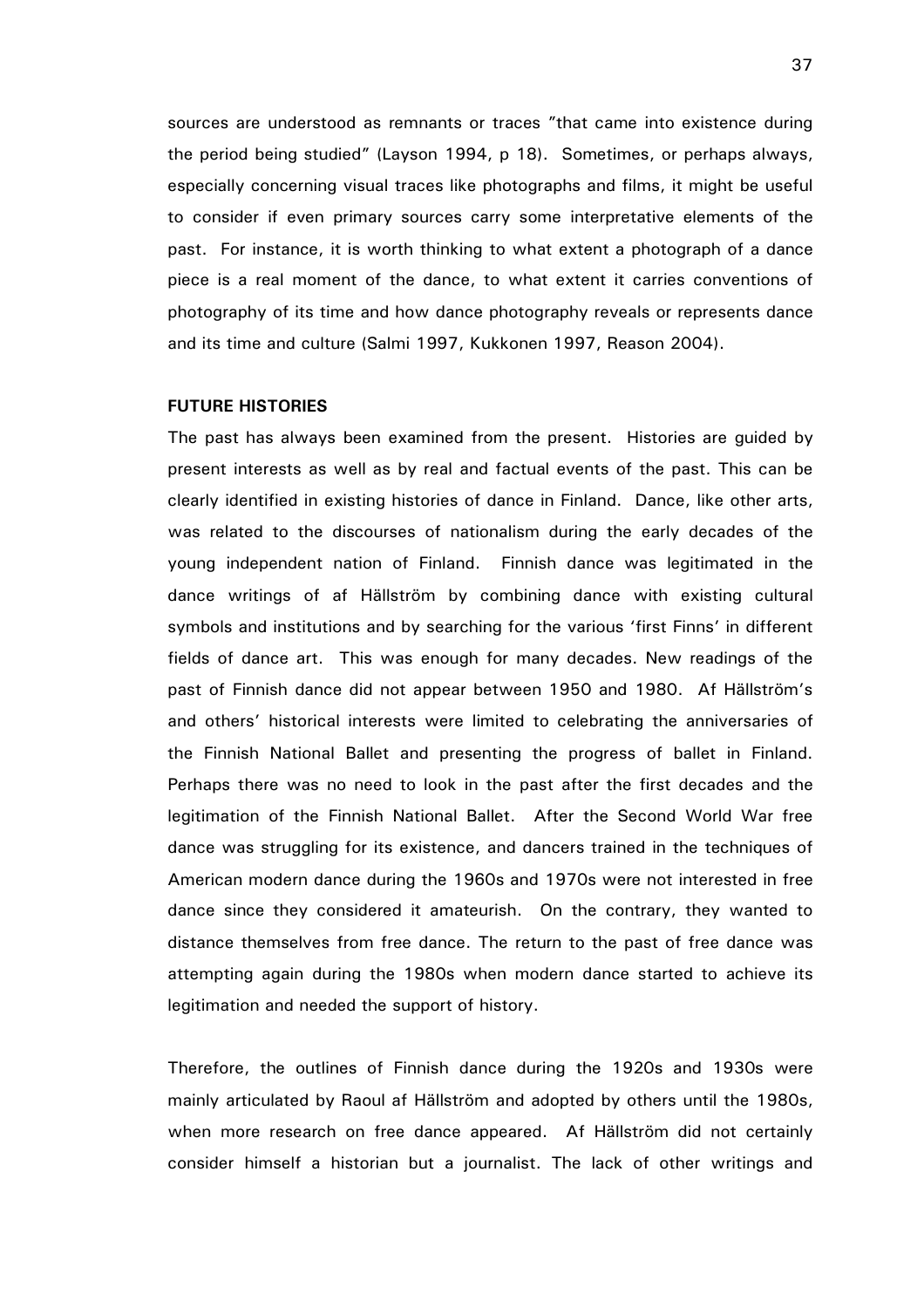sources are understood as remnants or traces "that came into existence during the period being studied" (Layson 1994, p 18). Sometimes, or perhaps always, especially concerning visual traces like photographs and films, it might be useful to consider if even primary sources carry some interpretative elements of the past. For instance, it is worth thinking to what extent a photograph of a dance piece is a real moment of the dance, to what extent it carries conventions of photography of its time and how dance photography reveals or represents dance and its time and culture (Salmi 1997, Kukkonen 1997, Reason 2004).

**FUTURE HISTORIES**

The past has always been examined from the present. Histories are guided by present interests as well as by real and factual events of the past. This can be clearly identified in existing histories of dance in Finland. Dance, like other arts, was related to the discourses of nationalism during the early decades of the young independent nation of Finland. Finnish dance was legitimated in the dance writings of af Hällström by combining dance with existing cultural symbols and institutions and by searching for the various 'first Finns' in different fields of dance art. This was enough for many decades. New readings of the past of Finnish dance did not appear between 1950 and 1980. Af Hällström's and others' historical interests were limited to celebrating the anniversaries of the Finnish National Ballet and presenting the progress of ballet in Finland. Perhaps there was no need to look in the past after the first decades and the legitimation of the Finnish National Ballet. After the Second World War free dance was struggling for its existence, and dancers trained in the techniques of American modern dance during the 1960s and 1970s were not interested in free dance since they considered it amateurish. On the contrary, they wanted to distance themselves from free dance. The return to the past of free dance was attempting again during the 1980s when modern dance started to achieve its legitimation and needed the support of history.

Therefore, the outlines of Finnish dance during the 1920s and 1930s were mainly articulated by Raoul af Hällström and adopted by others until the 1980s, when more research on free dance appeared. Af Hällström did not certainly consider himself a historian but a journalist. The lack of other writings and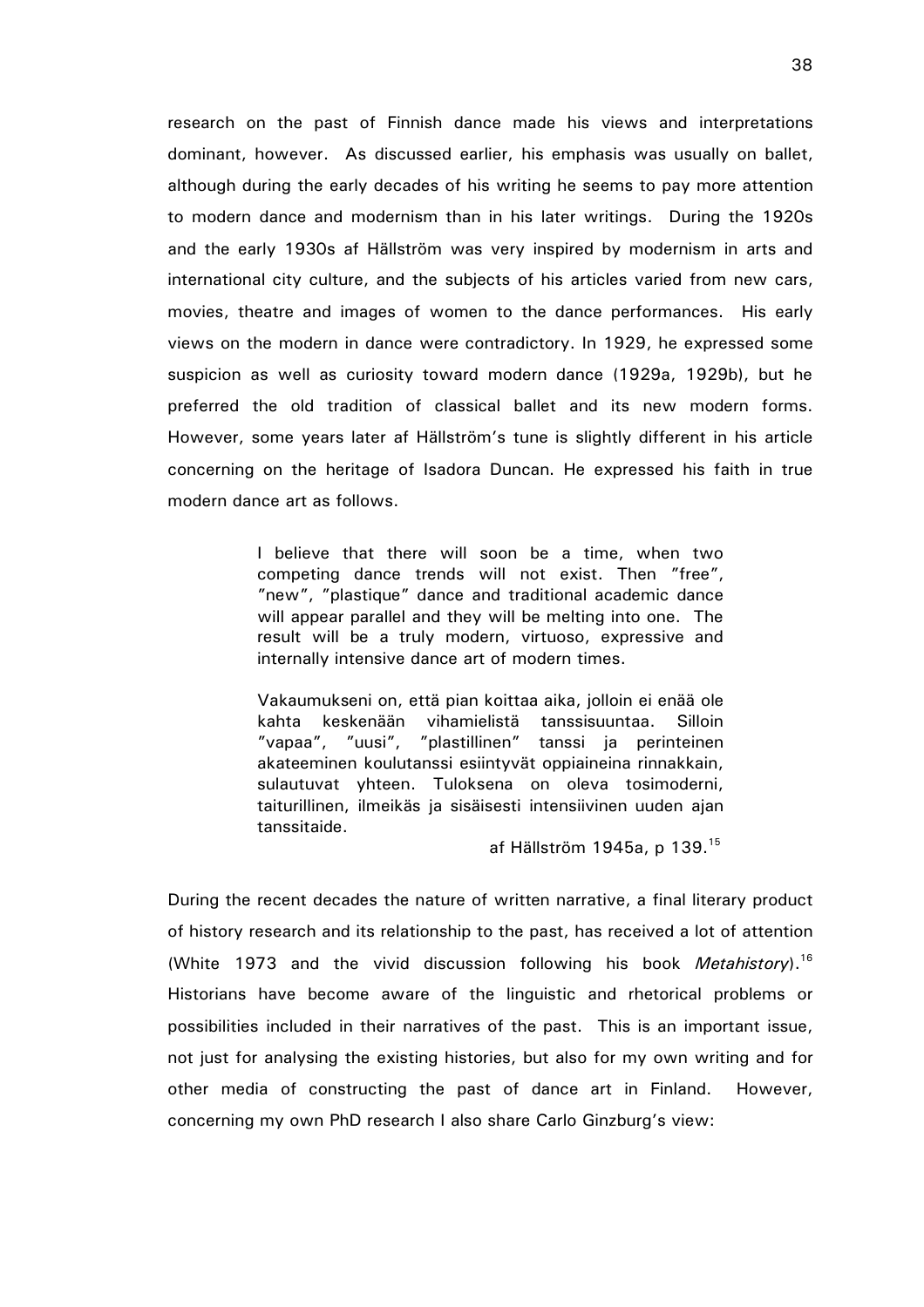research on the past of Finnish dance made his views and interpretations dominant, however. As discussed earlier, his emphasis was usually on ballet, although during the early decades of his writing he seems to pay more attention to modern dance and modernism than in his later writings. During the 1920s and the early 1930s af Hällström was very inspired by modernism in arts and international city culture, and the subjects of his articles varied from new cars, movies, theatre and images of women to the dance performances. His early views on the modern in dance were contradictory. In 1929, he expressed some suspicion as well as curiosity toward modern dance (1929a, 1929b), but he preferred the old tradition of classical ballet and its new modern forms. However, some years later af Hällström's tune is slightly different in his article concerning on the heritage of Isadora Duncan. He expressed his faith in true modern dance art as follows.

> I believe that there will soon be a time, when two competing dance trends will not exist. Then "free", "new", "plastique" dance and traditional academic dance will appear parallel and they will be melting into one. The result will be a truly modern, virtuoso, expressive and internally intensive dance art of modern times.
>
> Vakaumukseni on, että pian koittaa aika, jolloin ei enää ole kahta keskenään vihamielistä tanssisuuntaa. Silloin "vapaa", "uusi", "plastillinen" tanssi ja perinteinen akateeminen koulutanssi esiintyvät oppiaineina rinnakkain, sulautuvat yhteen. Tuloksena on oleva tosimoderni, taiturillinen, ilmeikäs ja sisäisesti intensiivinen uuden ajan tanssitaide.
>
> af Hällström 1945a, p 139.[15]

During the recent decades the nature of written narrative, a final literary product of history research and its relationship to the past, has received a lot of attention (White 1973 and the vivid discussion following his book *Metahistory*).[16] Historians have become aware of the linguistic and rhetorical problems or possibilities included in their narratives of the past. This is an important issue, not just for analysing the existing histories, but also for my own writing and for other media of constructing the past of dance art in Finland. However, concerning my own PhD research I also share Carlo Ginzburg's view: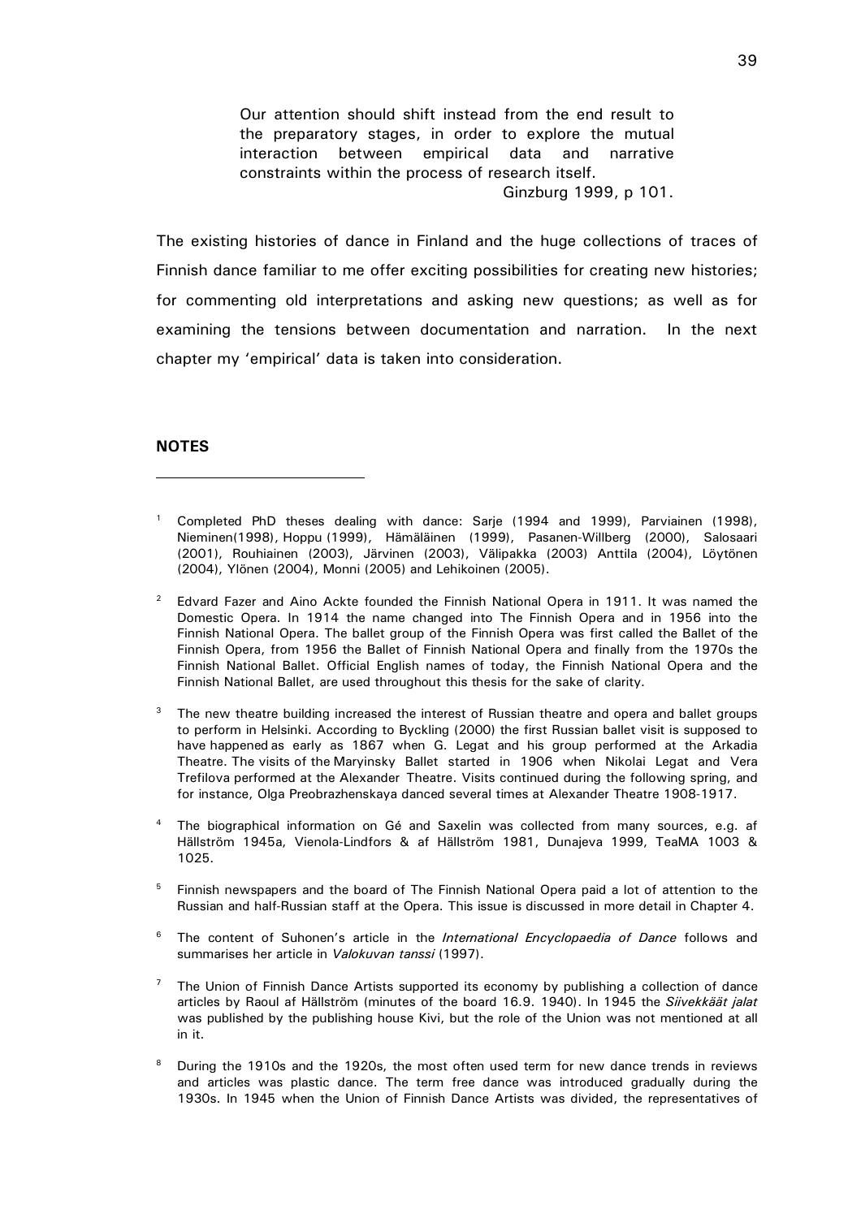> Our attention should shift instead from the end result to the preparatory stages, in order to explore the mutual interaction between empirical data and narrative constraints within the process of research itself.
>
> Ginzburg 1999, p 101.

The existing histories of dance in Finland and the huge collections of traces of Finnish dance familiar to me offer exciting possibilities for creating new histories; for commenting old interpretations and asking new questions; as well as for examining the tensions between documentation and narration. In the next chapter my 'empirical' data is taken into consideration.

## NOTES

[1] Completed PhD theses dealing with dance: Sarje (1994 and 1999), Parviainen (1998), Nieminen(1998), Hoppu (1999), Hämäläinen (1999), Pasanen-Willberg (2000), Salosaari (2001), Rouhiainen (2003), Järvinen (2003), Välipakka (2003) Anttila (2004), Löytönen (2004), Ylönen (2004), Monni (2005) and Lehikoinen (2005).

[2] Edvard Fazer and Aino Ackte founded the Finnish National Opera in 1911. It was named the Domestic Opera. In 1914 the name changed into The Finnish Opera and in 1956 into the Finnish National Opera. The ballet group of the Finnish Opera was first called the Ballet of the Finnish Opera, from 1956 the Ballet of Finnish National Opera and finally from the 1970s the Finnish National Ballet. Official English names of today, the Finnish National Opera and the Finnish National Ballet, are used throughout this thesis for the sake of clarity.

[3] The new theatre building increased the interest of Russian theatre and opera and ballet groups to perform in Helsinki. According to Byckling (2000) the first Russian ballet visit is supposed to have happened as early as 1867 when G. Legat and his group performed at the Arkadia Theatre. The visits of the Maryinsky Ballet started in 1906 when Nikolai Legat and Vera Trefilova performed at the Alexander Theatre. Visits continued during the following spring, and for instance, Olga Preobrazhenskaya danced several times at Alexander Theatre 1908-1917.

[4] The biographical information on Gé and Saxelin was collected from many sources, e.g. af Hällström 1945a, Vienola-Lindfors & af Hällström 1981, Dunajeva 1999, TeaMA 1003 & 1025.

[5] Finnish newspapers and the board of The Finnish National Opera paid a lot of attention to the Russian and half-Russian staff at the Opera. This issue is discussed in more detail in Chapter 4.

[6] The content of Suhonen's article in the *International Encyclopaedia of Dance* follows and summarises her article in *Valokuvan tanssi* (1997).

[7] The Union of Finnish Dance Artists supported its economy by publishing a collection of dance articles by Raoul af Hällström (minutes of the board 16.9. 1940). In 1945 the *Siivekkäät jalat* was published by the publishing house Kivi, but the role of the Union was not mentioned at all in it.

[8] During the 1910s and the 1920s, the most often used term for new dance trends in reviews and articles was plastic dance. The term free dance was introduced gradually during the 1930s. In 1945 when the Union of Finnish Dance Artists was divided, the representatives of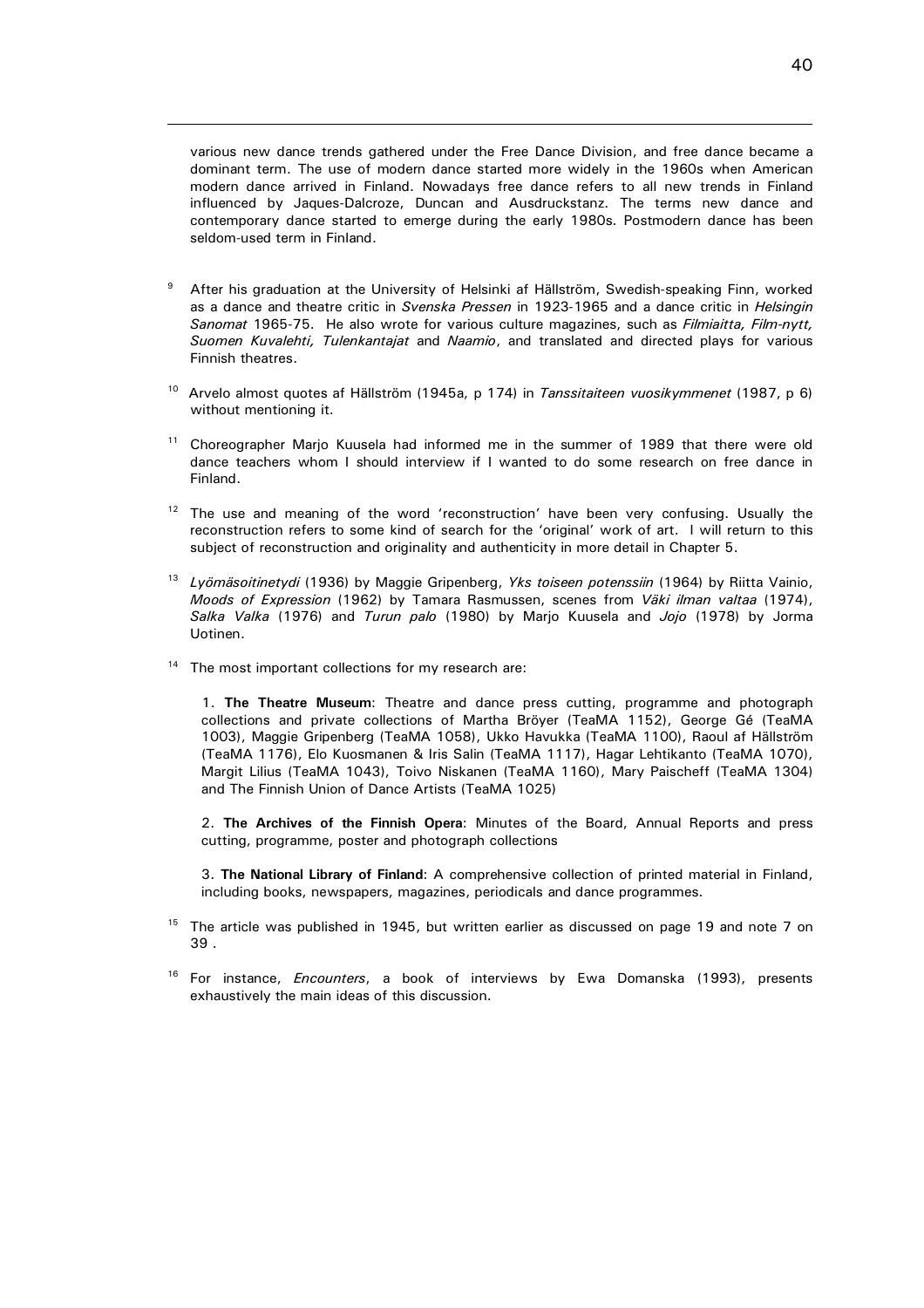various new dance trends gathered under the Free Dance Division, and free dance became a dominant term. The use of modern dance started more widely in the 1960s when American modern dance arrived in Finland. Nowadays free dance refers to all new trends in Finland influenced by Jaques-Dalcroze, Duncan and Ausdruckstanz. The terms new dance and contemporary dance started to emerge during the early 1980s. Postmodern dance has been seldom-used term in Finland.

[9] After his graduation at the University of Helsinki af Hällström, Swedish-speaking Finn, worked as a dance and theatre critic in *Svenska Pressen* in 1923-1965 and a dance critic in *Helsingin Sanomat* 1965-75. He also wrote for various culture magazines, such as *Filmiaitta, Film-nytt, Suomen Kuvalehti, Tulenkantajat* and *Naamio*, and translated and directed plays for various Finnish theatres.

[10] Arvelo almost quotes af Hällström (1945a, p 174) in *Tanssitaiteen vuosikymmenet* (1987, p 6) without mentioning it.

[11] Choreographer Marjo Kuusela had informed me in the summer of 1989 that there were old dance teachers whom I should interview if I wanted to do some research on free dance in Finland.

[12] The use and meaning of the word 'reconstruction' have been very confusing. Usually the reconstruction refers to some kind of search for the 'original' work of art. I will return to this subject of reconstruction and originality and authenticity in more detail in Chapter 5.

[13] *Lyömäsoitinetydi* (1936) by Maggie Gripenberg, *Yks toiseen potenssiin* (1964) by Riitta Vainio, *Moods of Expression* (1962) by Tamara Rasmussen, scenes from *Väki ilman valtaa* (1974), *Salka Valka* (1976) and *Turun palo* (1980) by Marjo Kuusela and *Jojo* (1978) by Jorma Uotinen.

[14] The most important collections for my research are:

1. **The Theatre Museum**: Theatre and dance press cutting, programme and photograph collections and private collections of Martha Bröyer (TeaMA 1152), George Gé (TeaMA 1003), Maggie Gripenberg (TeaMA 1058), Ukko Havukka (TeaMA 1100), Raoul af Hällström (TeaMA 1176), Elo Kuosmanen & Iris Salin (TeaMA 1117), Hagar Lehtikanto (TeaMA 1070), Margit Lilius (TeaMA 1043), Toivo Niskanen (TeaMA 1160), Mary Paischeff (TeaMA 1304) and The Finnish Union of Dance Artists (TeaMA 1025)

2. **The Archives of the Finnish Opera**: Minutes of the Board, Annual Reports and press cutting, programme, poster and photograph collections

3. **The National Library of Finland**: A comprehensive collection of printed material in Finland, including books, newspapers, magazines, periodicals and dance programmes.

[15] The article was published in 1945, but written earlier as discussed on page 19 and note 7 on 39 .

[16] For instance, *Encounters*, a book of interviews by Ewa Domanska (1993), presents exhaustively the main ideas of this discussion.